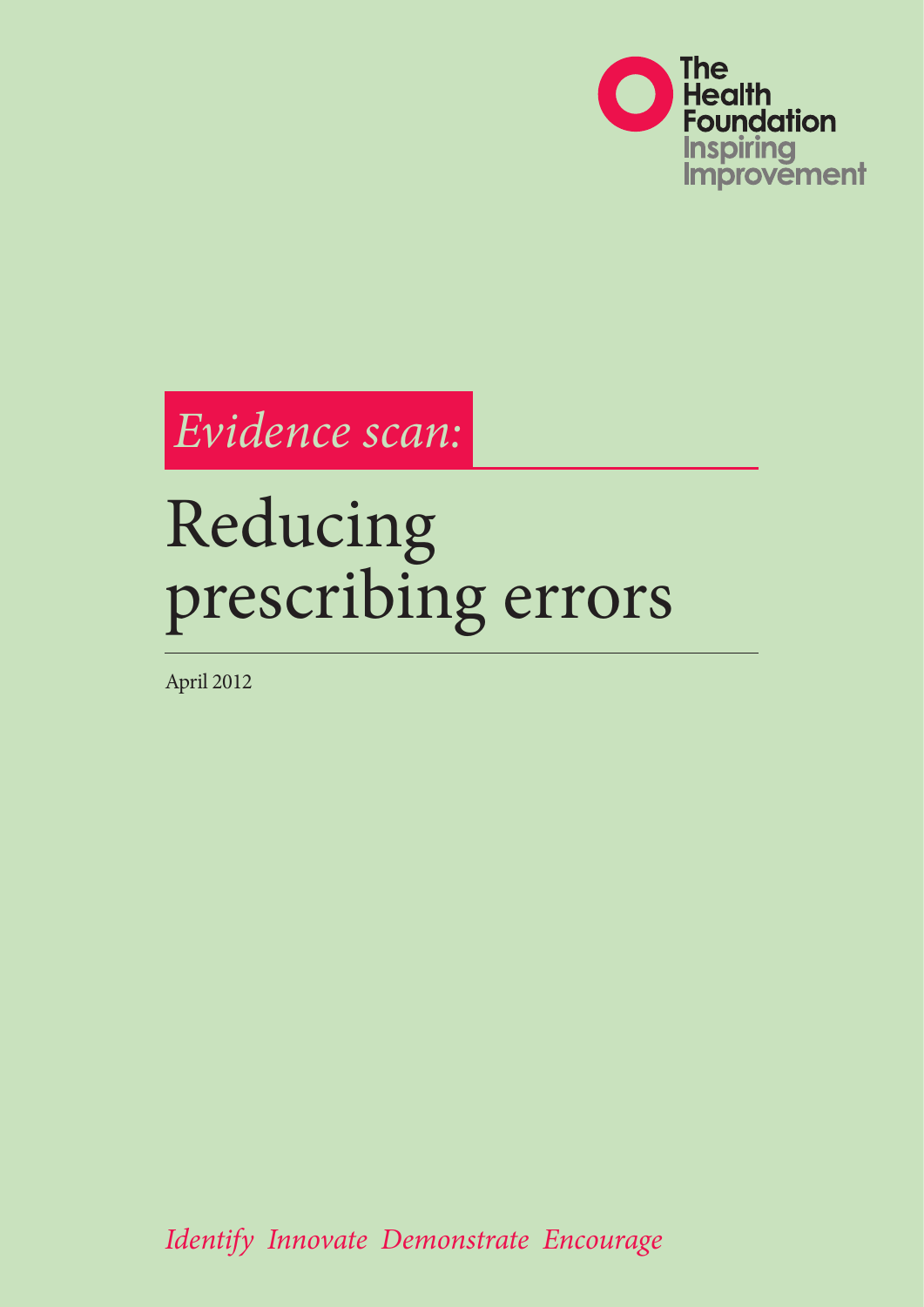The Health Foundation
Inspiring Improvement

*Evidence scan:*

# Reducing prescribing errors

April 2012

*Identify Innovate Demonstrate Encourage*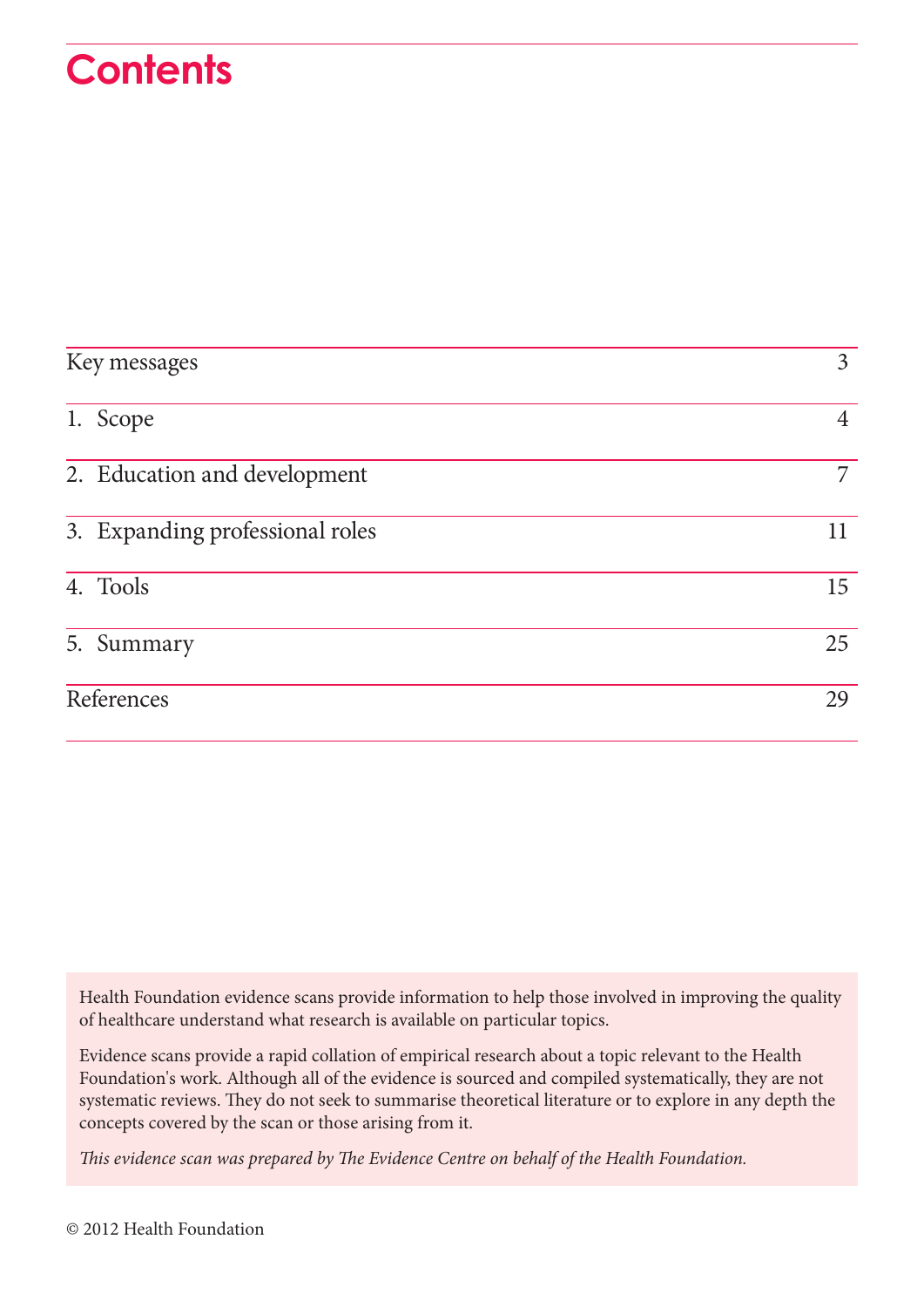# Contents

| | |
|---|---|
| Key messages | 3 |
| 1. Scope | 4 |
| 2. Education and development | 7 |
| 3. Expanding professional roles | 11 |
| 4. Tools | 15 |
| 5. Summary | 25 |
| References | 29 |

Health Foundation evidence scans provide information to help those involved in improving the quality of healthcare understand what research is available on particular topics.

Evidence scans provide a rapid collation of empirical research about a topic relevant to the Health Foundation's work. Although all of the evidence is sourced and compiled systematically, they are not systematic reviews. They do not seek to summarise theoretical literature or to explore in any depth the concepts covered by the scan or those arising from it.

*This evidence scan was prepared by The Evidence Centre on behalf of the Health Foundation.*

© 2012 Health Foundation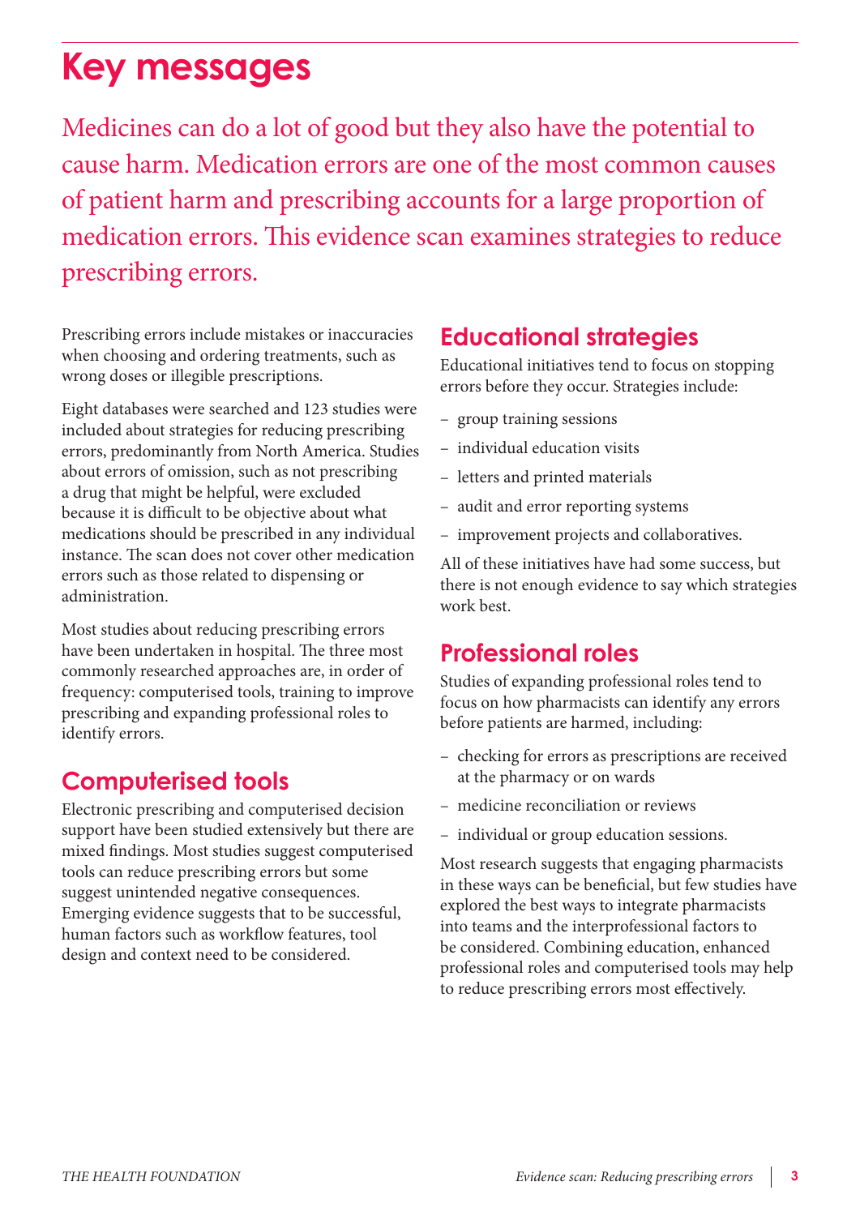# Key messages

Medicines can do a lot of good but they also have the potential to cause harm. Medication errors are one of the most common causes of patient harm and prescribing accounts for a large proportion of medication errors. This evidence scan examines strategies to reduce prescribing errors.

Prescribing errors include mistakes or inaccuracies when choosing and ordering treatments, such as wrong doses or illegible prescriptions.

Eight databases were searched and 123 studies were included about strategies for reducing prescribing errors, predominantly from North America. Studies about errors of omission, such as not prescribing a drug that might be helpful, were excluded because it is difficult to be objective about what medications should be prescribed in any individual instance. The scan does not cover other medication errors such as those related to dispensing or administration.

Most studies about reducing prescribing errors have been undertaken in hospital. The three most commonly researched approaches are, in order of frequency: computerised tools, training to improve prescribing and expanding professional roles to identify errors.

## Computerised tools

Electronic prescribing and computerised decision support have been studied extensively but there are mixed findings. Most studies suggest computerised tools can reduce prescribing errors but some suggest unintended negative consequences. Emerging evidence suggests that to be successful, human factors such as workflow features, tool design and context need to be considered.

## Educational strategies

Educational initiatives tend to focus on stopping errors before they occur. Strategies include:

- group training sessions
- individual education visits
- letters and printed materials
- audit and error reporting systems
- improvement projects and collaboratives.

All of these initiatives have had some success, but there is not enough evidence to say which strategies work best.

## Professional roles

Studies of expanding professional roles tend to focus on how pharmacists can identify any errors before patients are harmed, including:

- checking for errors as prescriptions are received at the pharmacy or on wards
- medicine reconciliation or reviews
- individual or group education sessions.

Most research suggests that engaging pharmacists in these ways can be beneficial, but few studies have explored the best ways to integrate pharmacists into teams and the interprofessional factors to be considered. Combining education, enhanced professional roles and computerised tools may help to reduce prescribing errors most effectively.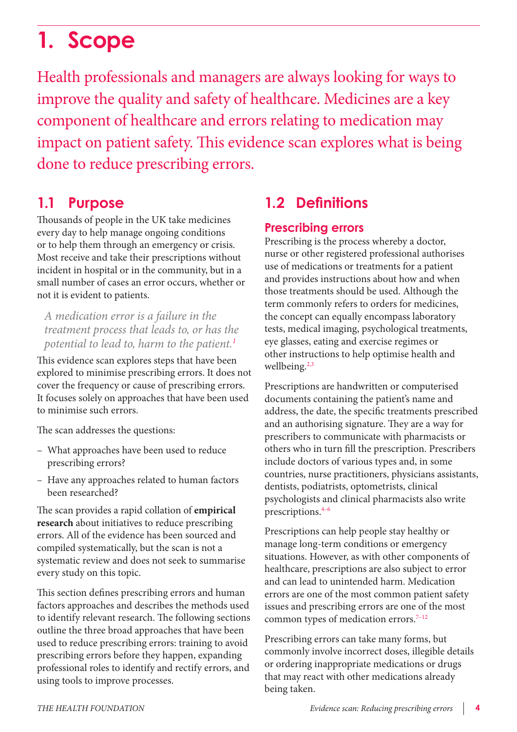# 1. Scope

Health professionals and managers are always looking for ways to improve the quality and safety of healthcare. Medicines are a key component of healthcare and errors relating to medication may impact on patient safety. This evidence scan explores what is being done to reduce prescribing errors.

## 1.1 Purpose

Thousands of people in the UK take medicines every day to help manage ongoing conditions or to help them through an emergency or crisis. Most receive and take their prescriptions without incident in hospital or in the community, but in a small number of cases an error occurs, whether or not it is evident to patients.

> *A medication error is a failure in the treatment process that leads to, or has the potential to lead to, harm to the patient.*[1]

This evidence scan explores steps that have been explored to minimise prescribing errors. It does not cover the frequency or cause of prescribing errors. It focuses solely on approaches that have been used to minimise such errors.

The scan addresses the questions:

- What approaches have been used to reduce prescribing errors?
- Have any approaches related to human factors been researched?

The scan provides a rapid collation of **empirical research** about initiatives to reduce prescribing errors. All of the evidence has been sourced and compiled systematically, but the scan is not a systematic review and does not seek to summarise every study on this topic.

This section defines prescribing errors and human factors approaches and describes the methods used to identify relevant research. The following sections outline the three broad approaches that have been used to reduce prescribing errors: training to avoid prescribing errors before they happen, expanding professional roles to identify and rectify errors, and using tools to improve processes.

## 1.2 Definitions

### Prescribing errors

Prescribing is the process whereby a doctor, nurse or other registered professional authorises use of medications or treatments for a patient and provides instructions about how and when those treatments should be used. Although the term commonly refers to orders for medicines, the concept can equally encompass laboratory tests, medical imaging, psychological treatments, eye glasses, eating and exercise regimes or other instructions to help optimise health and wellbeing.[2,3]

Prescriptions are handwritten or computerised documents containing the patient's name and address, the date, the specific treatments prescribed and an authorising signature. They are a way for prescribers to communicate with pharmacists or others who in turn fill the prescription. Prescribers include doctors of various types and, in some countries, nurse practitioners, physicians assistants, dentists, podiatrists, optometrists, clinical psychologists and clinical pharmacists also write prescriptions.[4–6]

Prescriptions can help people stay healthy or manage long-term conditions or emergency situations. However, as with other components of healthcare, prescriptions are also subject to error and can lead to unintended harm. Medication errors are one of the most common patient safety issues and prescribing errors are one of the most common types of medication errors.[7–12]

Prescribing errors can take many forms, but commonly involve incorrect doses, illegible details or ordering inappropriate medications or drugs that may react with other medications already being taken.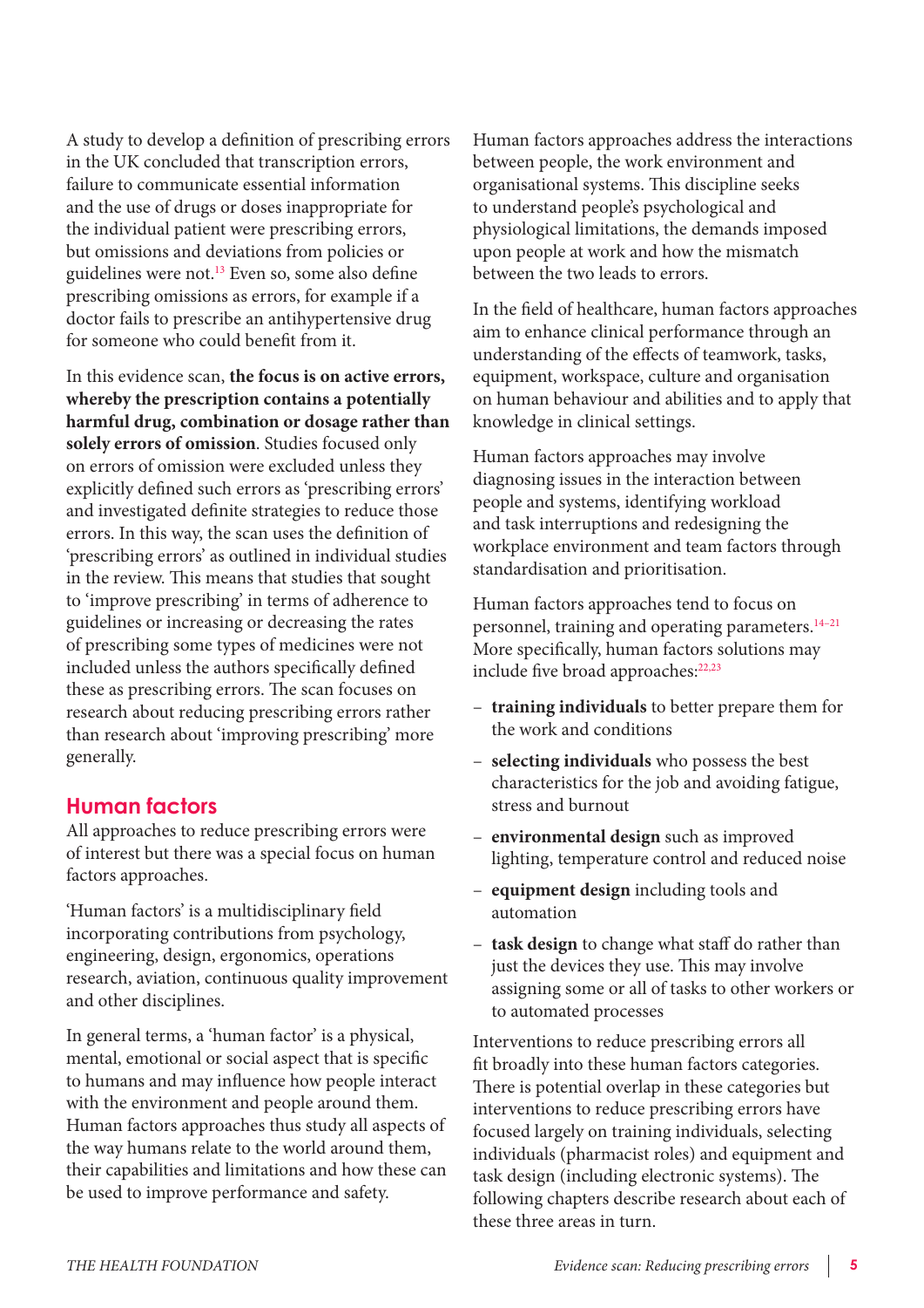A study to develop a definition of prescribing errors in the UK concluded that transcription errors, failure to communicate essential information and the use of drugs or doses inappropriate for the individual patient were prescribing errors, but omissions and deviations from policies or guidelines were not.[13] Even so, some also define prescribing omissions as errors, for example if a doctor fails to prescribe an antihypertensive drug for someone who could benefit from it.

In this evidence scan, **the focus is on active errors, whereby the prescription contains a potentially harmful drug, combination or dosage rather than solely errors of omission**. Studies focused only on errors of omission were excluded unless they explicitly defined such errors as 'prescribing errors' and investigated definite strategies to reduce those errors. In this way, the scan uses the definition of 'prescribing errors' as outlined in individual studies in the review. This means that studies that sought to 'improve prescribing' in terms of adherence to guidelines or increasing or decreasing the rates of prescribing some types of medicines were not included unless the authors specifically defined these as prescribing errors. The scan focuses on research about reducing prescribing errors rather than research about 'improving prescribing' more generally.

## Human factors

All approaches to reduce prescribing errors were of interest but there was a special focus on human factors approaches.

'Human factors' is a multidisciplinary field incorporating contributions from psychology, engineering, design, ergonomics, operations research, aviation, continuous quality improvement and other disciplines.

In general terms, a 'human factor' is a physical, mental, emotional or social aspect that is specific to humans and may influence how people interact with the environment and people around them. Human factors approaches thus study all aspects of the way humans relate to the world around them, their capabilities and limitations and how these can be used to improve performance and safety.

Human factors approaches address the interactions between people, the work environment and organisational systems. This discipline seeks to understand people's psychological and physiological limitations, the demands imposed upon people at work and how the mismatch between the two leads to errors.

In the field of healthcare, human factors approaches aim to enhance clinical performance through an understanding of the effects of teamwork, tasks, equipment, workspace, culture and organisation on human behaviour and abilities and to apply that knowledge in clinical settings.

Human factors approaches may involve diagnosing issues in the interaction between people and systems, identifying workload and task interruptions and redesigning the workplace environment and team factors through standardisation and prioritisation.

Human factors approaches tend to focus on personnel, training and operating parameters.[14–21] More specifically, human factors solutions may include five broad approaches:[22,23]

- **training individuals** to better prepare them for the work and conditions
- **selecting individuals** who possess the best characteristics for the job and avoiding fatigue, stress and burnout
- **environmental design** such as improved lighting, temperature control and reduced noise
- **equipment design** including tools and automation
- **task design** to change what staff do rather than just the devices they use. This may involve assigning some or all of tasks to other workers or to automated processes

Interventions to reduce prescribing errors all fit broadly into these human factors categories. There is potential overlap in these categories but interventions to reduce prescribing errors have focused largely on training individuals, selecting individuals (pharmacist roles) and equipment and task design (including electronic systems). The following chapters describe research about each of these three areas in turn.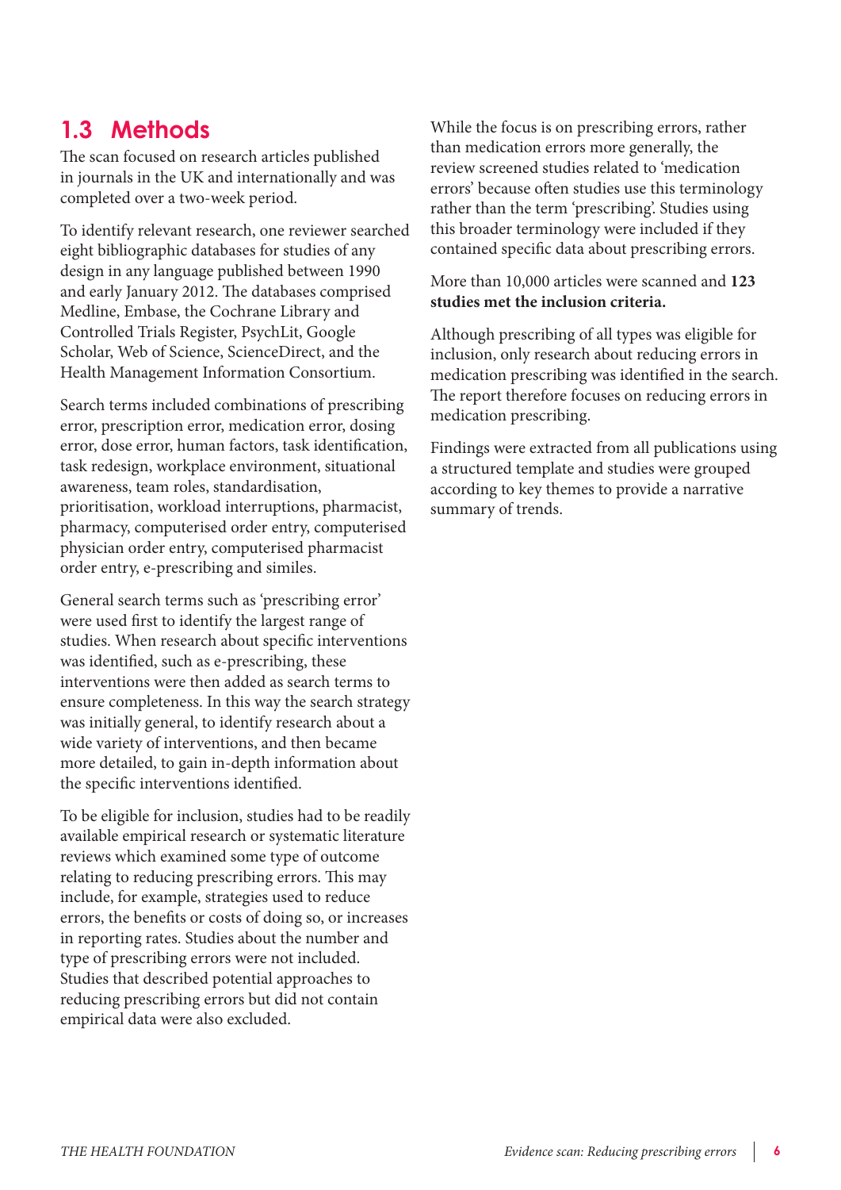## 1.3 Methods

The scan focused on research articles published in journals in the UK and internationally and was completed over a two-week period.

To identify relevant research, one reviewer searched eight bibliographic databases for studies of any design in any language published between 1990 and early January 2012. The databases comprised Medline, Embase, the Cochrane Library and Controlled Trials Register, PsychLit, Google Scholar, Web of Science, ScienceDirect, and the Health Management Information Consortium.

Search terms included combinations of prescribing error, prescription error, medication error, dosing error, dose error, human factors, task identification, task redesign, workplace environment, situational awareness, team roles, standardisation, prioritisation, workload interruptions, pharmacist, pharmacy, computerised order entry, computerised physician order entry, computerised pharmacist order entry, e-prescribing and similes.

General search terms such as 'prescribing error' were used first to identify the largest range of studies. When research about specific interventions was identified, such as e-prescribing, these interventions were then added as search terms to ensure completeness. In this way the search strategy was initially general, to identify research about a wide variety of interventions, and then became more detailed, to gain in-depth information about the specific interventions identified.

To be eligible for inclusion, studies had to be readily available empirical research or systematic literature reviews which examined some type of outcome relating to reducing prescribing errors. This may include, for example, strategies used to reduce errors, the benefits or costs of doing so, or increases in reporting rates. Studies about the number and type of prescribing errors were not included. Studies that described potential approaches to reducing prescribing errors but did not contain empirical data were also excluded.

While the focus is on prescribing errors, rather than medication errors more generally, the review screened studies related to 'medication errors' because often studies use this terminology rather than the term 'prescribing'. Studies using this broader terminology were included if they contained specific data about prescribing errors.

More than 10,000 articles were scanned and **123 studies met the inclusion criteria.**

Although prescribing of all types was eligible for inclusion, only research about reducing errors in medication prescribing was identified in the search. The report therefore focuses on reducing errors in medication prescribing.

Findings were extracted from all publications using a structured template and studies were grouped according to key themes to provide a narrative summary of trends.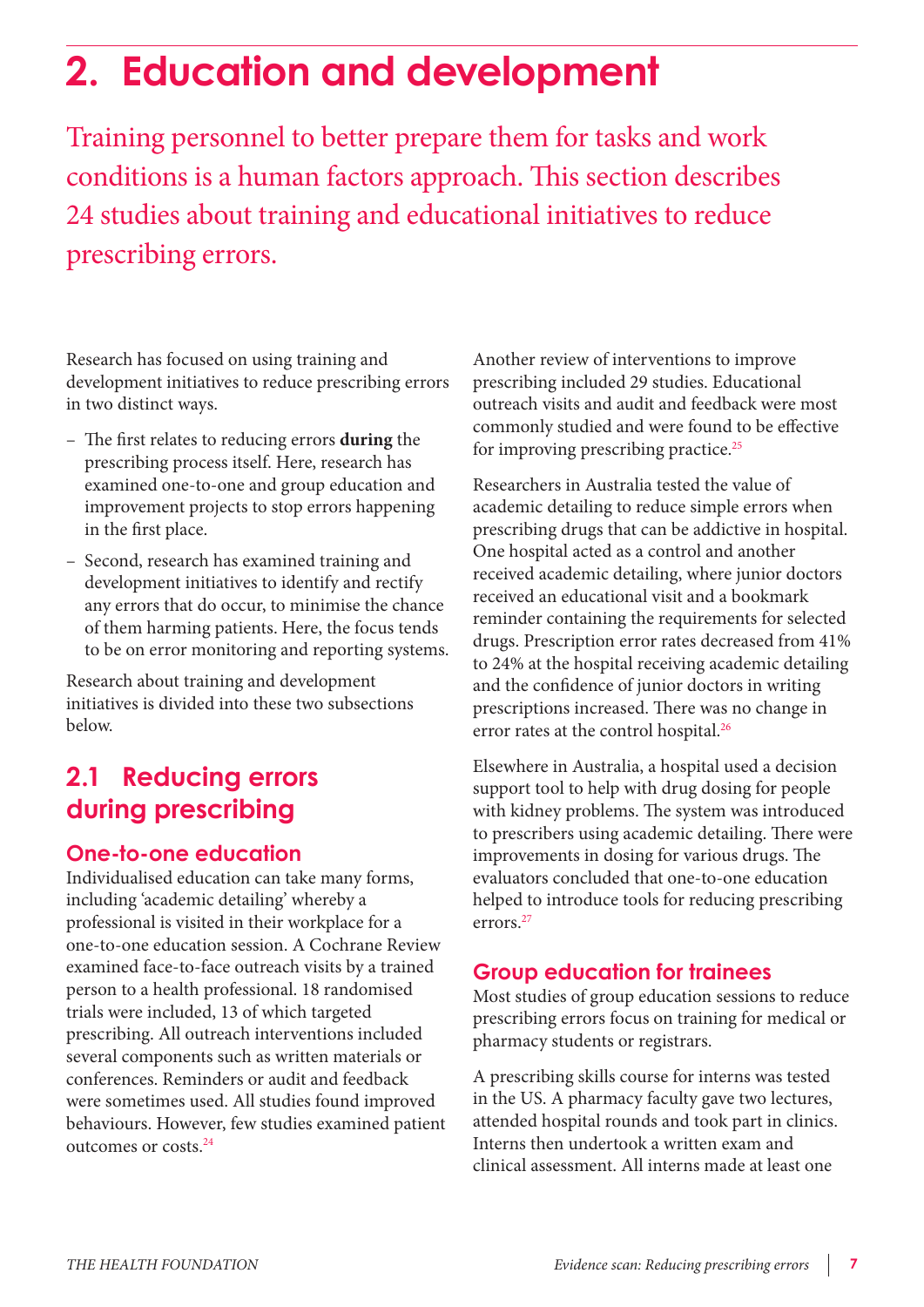# 2. Education and development

Training personnel to better prepare them for tasks and work conditions is a human factors approach. This section describes 24 studies about training and educational initiatives to reduce prescribing errors.

Research has focused on using training and development initiatives to reduce prescribing errors in two distinct ways.

- The first relates to reducing errors **during** the prescribing process itself. Here, research has examined one-to-one and group education and improvement projects to stop errors happening in the first place.
- Second, research has examined training and development initiatives to identify and rectify any errors that do occur, to minimise the chance of them harming patients. Here, the focus tends to be on error monitoring and reporting systems.

Research about training and development initiatives is divided into these two subsections below.

## 2.1 Reducing errors during prescribing

### One-to-one education

Individualised education can take many forms, including 'academic detailing' whereby a professional is visited in their workplace for a one-to-one education session. A Cochrane Review examined face-to-face outreach visits by a trained person to a health professional. 18 randomised trials were included, 13 of which targeted prescribing. All outreach interventions included several components such as written materials or conferences. Reminders or audit and feedback were sometimes used. All studies found improved behaviours. However, few studies examined patient outcomes or costs.[24]

Another review of interventions to improve prescribing included 29 studies. Educational outreach visits and audit and feedback were most commonly studied and were found to be effective for improving prescribing practice.[25]

Researchers in Australia tested the value of academic detailing to reduce simple errors when prescribing drugs that can be addictive in hospital. One hospital acted as a control and another received academic detailing, where junior doctors received an educational visit and a bookmark reminder containing the requirements for selected drugs. Prescription error rates decreased from 41% to 24% at the hospital receiving academic detailing and the confidence of junior doctors in writing prescriptions increased. There was no change in error rates at the control hospital.[26]

Elsewhere in Australia, a hospital used a decision support tool to help with drug dosing for people with kidney problems. The system was introduced to prescribers using academic detailing. There were improvements in dosing for various drugs. The evaluators concluded that one-to-one education helped to introduce tools for reducing prescribing errors.[27]

### Group education for trainees

Most studies of group education sessions to reduce prescribing errors focus on training for medical or pharmacy students or registrars.

A prescribing skills course for interns was tested in the US. A pharmacy faculty gave two lectures, attended hospital rounds and took part in clinics. Interns then undertook a written exam and clinical assessment. All interns made at least one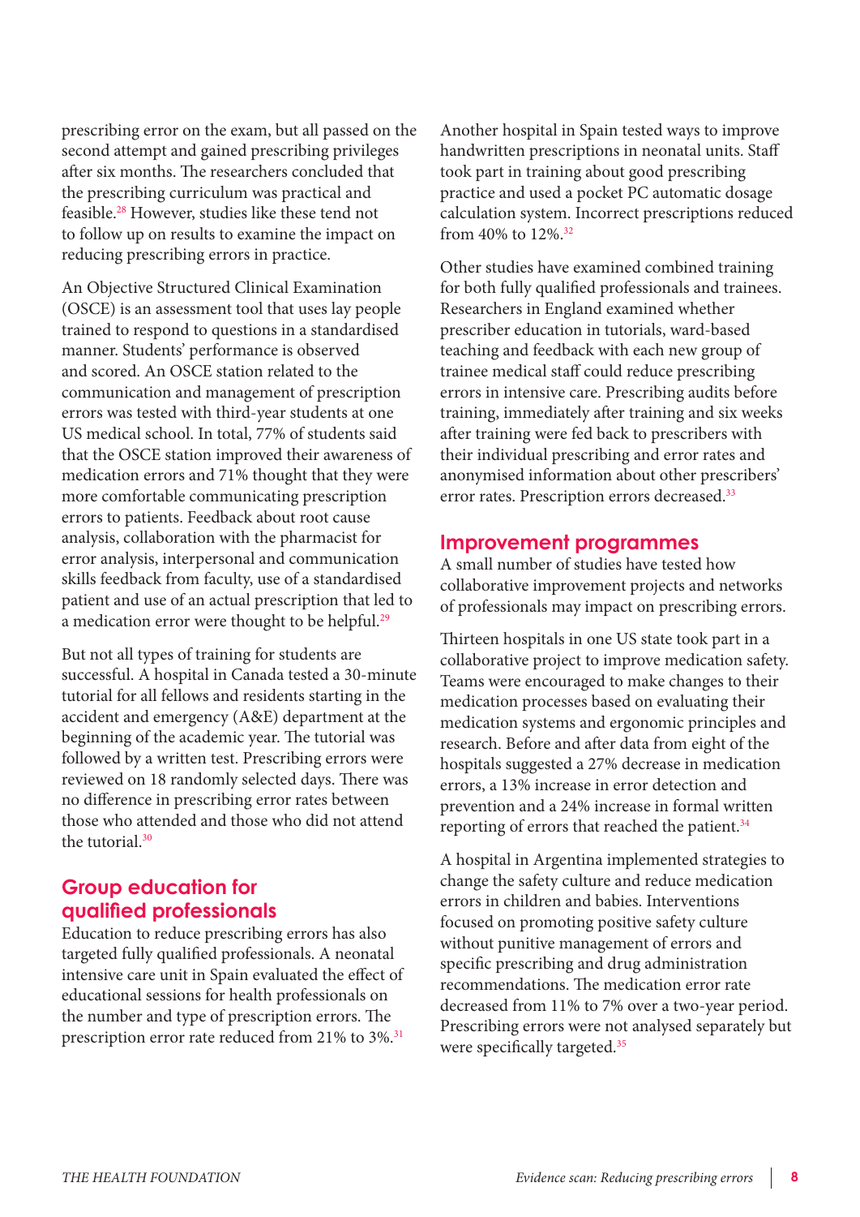prescribing error on the exam, but all passed on the second attempt and gained prescribing privileges after six months. The researchers concluded that the prescribing curriculum was practical and feasible.[28] However, studies like these tend not to follow up on results to examine the impact on reducing prescribing errors in practice.

An Objective Structured Clinical Examination (OSCE) is an assessment tool that uses lay people trained to respond to questions in a standardised manner. Students' performance is observed and scored. An OSCE station related to the communication and management of prescription errors was tested with third-year students at one US medical school. In total, 77% of students said that the OSCE station improved their awareness of medication errors and 71% thought that they were more comfortable communicating prescription errors to patients. Feedback about root cause analysis, collaboration with the pharmacist for error analysis, interpersonal and communication skills feedback from faculty, use of a standardised patient and use of an actual prescription that led to a medication error were thought to be helpful.[29]

But not all types of training for students are successful. A hospital in Canada tested a 30-minute tutorial for all fellows and residents starting in the accident and emergency (A&E) department at the beginning of the academic year. The tutorial was followed by a written test. Prescribing errors were reviewed on 18 randomly selected days. There was no difference in prescribing error rates between those who attended and those who did not attend the tutorial.[30]

## Group education for qualified professionals

Education to reduce prescribing errors has also targeted fully qualified professionals. A neonatal intensive care unit in Spain evaluated the effect of educational sessions for health professionals on the number and type of prescription errors. The prescription error rate reduced from 21% to 3%.[31]

Another hospital in Spain tested ways to improve handwritten prescriptions in neonatal units. Staff took part in training about good prescribing practice and used a pocket PC automatic dosage calculation system. Incorrect prescriptions reduced from 40% to 12%.[32]

Other studies have examined combined training for both fully qualified professionals and trainees. Researchers in England examined whether prescriber education in tutorials, ward-based teaching and feedback with each new group of trainee medical staff could reduce prescribing errors in intensive care. Prescribing audits before training, immediately after training and six weeks after training were fed back to prescribers with their individual prescribing and error rates and anonymised information about other prescribers' error rates. Prescription errors decreased.[33]

## Improvement programmes

A small number of studies have tested how collaborative improvement projects and networks of professionals may impact on prescribing errors.

Thirteen hospitals in one US state took part in a collaborative project to improve medication safety. Teams were encouraged to make changes to their medication processes based on evaluating their medication systems and ergonomic principles and research. Before and after data from eight of the hospitals suggested a 27% decrease in medication errors, a 13% increase in error detection and prevention and a 24% increase in formal written reporting of errors that reached the patient.[34]

A hospital in Argentina implemented strategies to change the safety culture and reduce medication errors in children and babies. Interventions focused on promoting positive safety culture without punitive management of errors and specific prescribing and drug administration recommendations. The medication error rate decreased from 11% to 7% over a two-year period. Prescribing errors were not analysed separately but were specifically targeted.[35]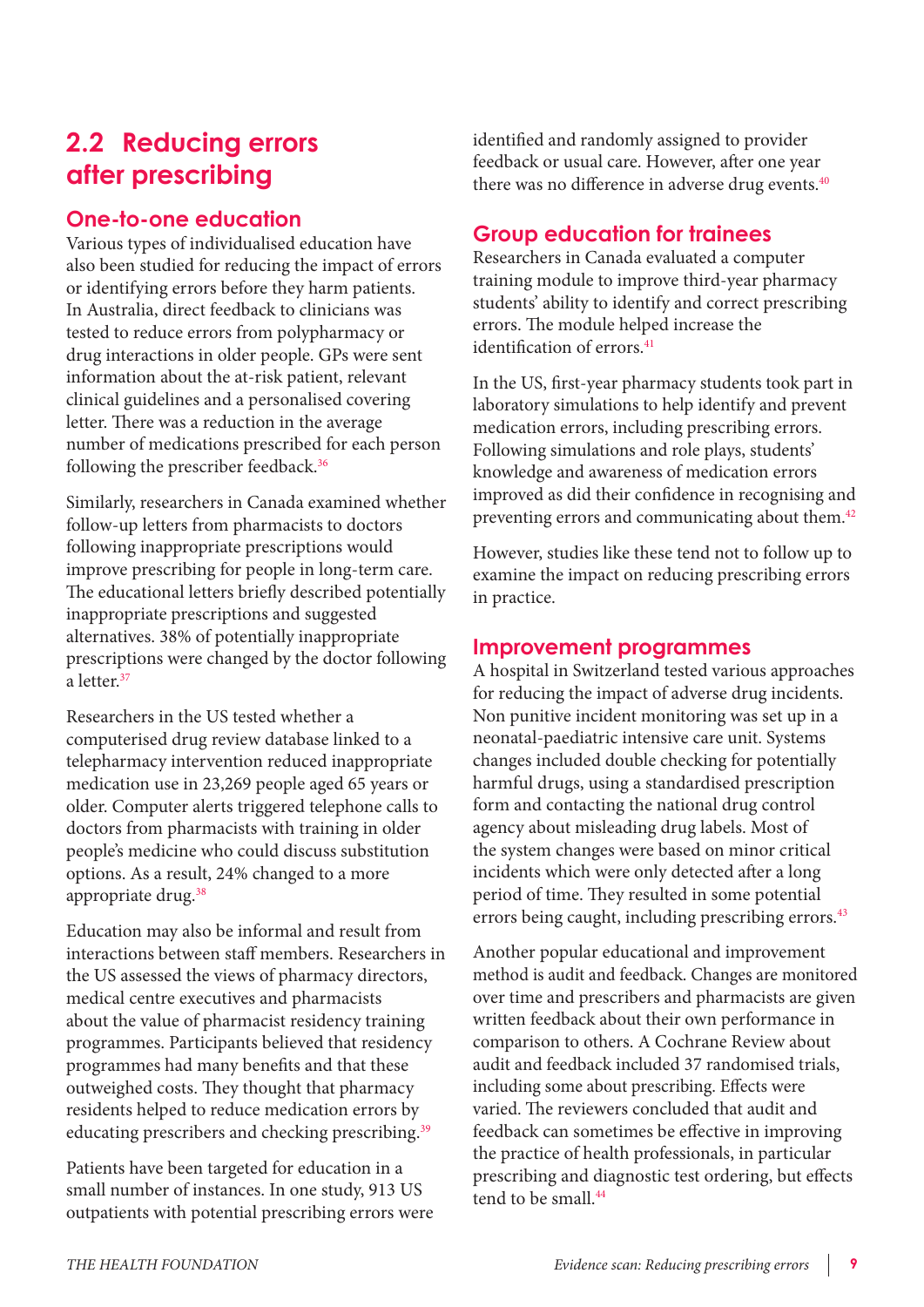## 2.2 Reducing errors after prescribing

### One-to-one education

Various types of individualised education have also been studied for reducing the impact of errors or identifying errors before they harm patients. In Australia, direct feedback to clinicians was tested to reduce errors from polypharmacy or drug interactions in older people. GPs were sent information about the at-risk patient, relevant clinical guidelines and a personalised covering letter. There was a reduction in the average number of medications prescribed for each person following the prescriber feedback.[36]

Similarly, researchers in Canada examined whether follow-up letters from pharmacists to doctors following inappropriate prescriptions would improve prescribing for people in long-term care. The educational letters briefly described potentially inappropriate prescriptions and suggested alternatives. 38% of potentially inappropriate prescriptions were changed by the doctor following a letter.[37]

Researchers in the US tested whether a computerised drug review database linked to a telepharmacy intervention reduced inappropriate medication use in 23,269 people aged 65 years or older. Computer alerts triggered telephone calls to doctors from pharmacists with training in older people's medicine who could discuss substitution options. As a result, 24% changed to a more appropriate drug.[38]

Education may also be informal and result from interactions between staff members. Researchers in the US assessed the views of pharmacy directors, medical centre executives and pharmacists about the value of pharmacist residency training programmes. Participants believed that residency programmes had many benefits and that these outweighed costs. They thought that pharmacy residents helped to reduce medication errors by educating prescribers and checking prescribing.[39]

Patients have been targeted for education in a small number of instances. In one study, 913 US outpatients with potential prescribing errors were identified and randomly assigned to provider feedback or usual care. However, after one year there was no difference in adverse drug events.[40]

### Group education for trainees

Researchers in Canada evaluated a computer training module to improve third-year pharmacy students' ability to identify and correct prescribing errors. The module helped increase the identification of errors.[41]

In the US, first-year pharmacy students took part in laboratory simulations to help identify and prevent medication errors, including prescribing errors. Following simulations and role plays, students' knowledge and awareness of medication errors improved as did their confidence in recognising and preventing errors and communicating about them.[42]

However, studies like these tend not to follow up to examine the impact on reducing prescribing errors in practice.

### Improvement programmes

A hospital in Switzerland tested various approaches for reducing the impact of adverse drug incidents. Non punitive incident monitoring was set up in a neonatal-paediatric intensive care unit. Systems changes included double checking for potentially harmful drugs, using a standardised prescription form and contacting the national drug control agency about misleading drug labels. Most of the system changes were based on minor critical incidents which were only detected after a long period of time. They resulted in some potential errors being caught, including prescribing errors.[43]

Another popular educational and improvement method is audit and feedback. Changes are monitored over time and prescribers and pharmacists are given written feedback about their own performance in comparison to others. A Cochrane Review about audit and feedback included 37 randomised trials, including some about prescribing. Effects were varied. The reviewers concluded that audit and feedback can sometimes be effective in improving the practice of health professionals, in particular prescribing and diagnostic test ordering, but effects tend to be small.[44]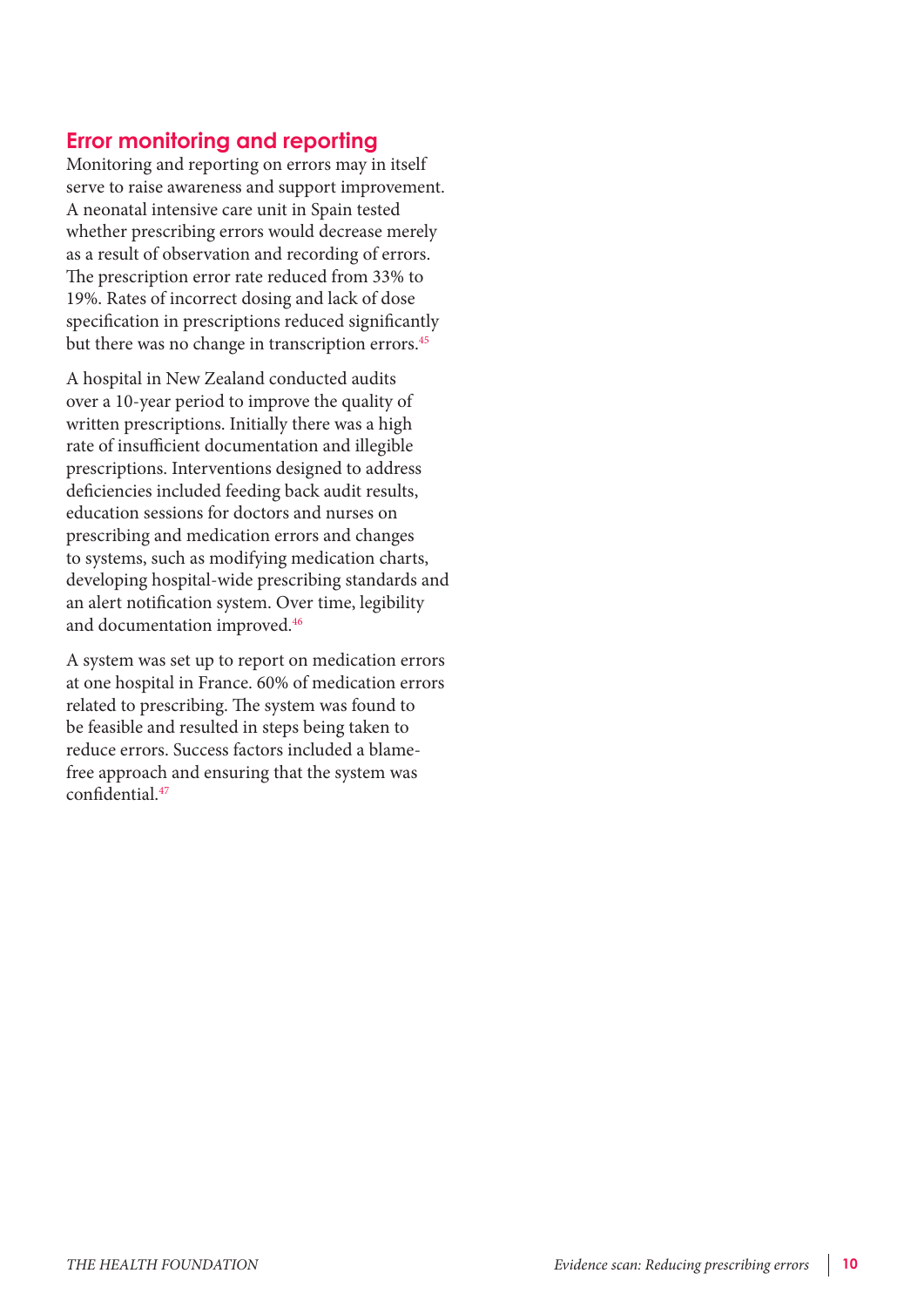## Error monitoring and reporting

Monitoring and reporting on errors may in itself serve to raise awareness and support improvement. A neonatal intensive care unit in Spain tested whether prescribing errors would decrease merely as a result of observation and recording of errors. The prescription error rate reduced from 33% to 19%. Rates of incorrect dosing and lack of dose specification in prescriptions reduced significantly but there was no change in transcription errors.[45]

A hospital in New Zealand conducted audits over a 10-year period to improve the quality of written prescriptions. Initially there was a high rate of insufficient documentation and illegible prescriptions. Interventions designed to address deficiencies included feeding back audit results, education sessions for doctors and nurses on prescribing and medication errors and changes to systems, such as modifying medication charts, developing hospital-wide prescribing standards and an alert notification system. Over time, legibility and documentation improved.[46]

A system was set up to report on medication errors at one hospital in France. 60% of medication errors related to prescribing. The system was found to be feasible and resulted in steps being taken to reduce errors. Success factors included a blame-free approach and ensuring that the system was confidential.[47]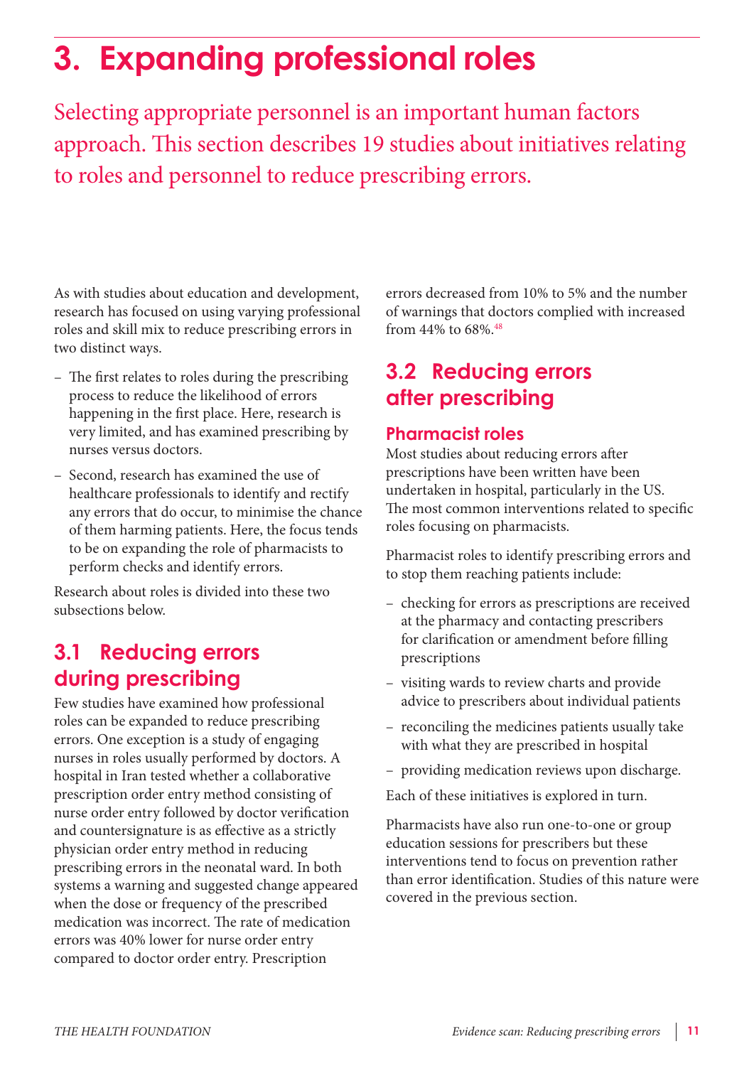# 3. Expanding professional roles

Selecting appropriate personnel is an important human factors approach. This section describes 19 studies about initiatives relating to roles and personnel to reduce prescribing errors.

As with studies about education and development, research has focused on using varying professional roles and skill mix to reduce prescribing errors in two distinct ways.

- The first relates to roles during the prescribing process to reduce the likelihood of errors happening in the first place. Here, research is very limited, and has examined prescribing by nurses versus doctors.
- Second, research has examined the use of healthcare professionals to identify and rectify any errors that do occur, to minimise the chance of them harming patients. Here, the focus tends to be on expanding the role of pharmacists to perform checks and identify errors.

Research about roles is divided into these two subsections below.

## 3.1 Reducing errors during prescribing

Few studies have examined how professional roles can be expanded to reduce prescribing errors. One exception is a study of engaging nurses in roles usually performed by doctors. A hospital in Iran tested whether a collaborative prescription order entry method consisting of nurse order entry followed by doctor verification and countersignature is as effective as a strictly physician order entry method in reducing prescribing errors in the neonatal ward. In both systems a warning and suggested change appeared when the dose or frequency of the prescribed medication was incorrect. The rate of medication errors was 40% lower for nurse order entry compared to doctor order entry. Prescription errors decreased from 10% to 5% and the number of warnings that doctors complied with increased from 44% to 68%.[48]

## 3.2 Reducing errors after prescribing

### Pharmacist roles

Most studies about reducing errors after prescriptions have been written have been undertaken in hospital, particularly in the US. The most common interventions related to specific roles focusing on pharmacists.

Pharmacist roles to identify prescribing errors and to stop them reaching patients include:

- checking for errors as prescriptions are received at the pharmacy and contacting prescribers for clarification or amendment before filling prescriptions
- visiting wards to review charts and provide advice to prescribers about individual patients
- reconciling the medicines patients usually take with what they are prescribed in hospital
- providing medication reviews upon discharge.

Each of these initiatives is explored in turn.

Pharmacists have also run one-to-one or group education sessions for prescribers but these interventions tend to focus on prevention rather than error identification. Studies of this nature were covered in the previous section.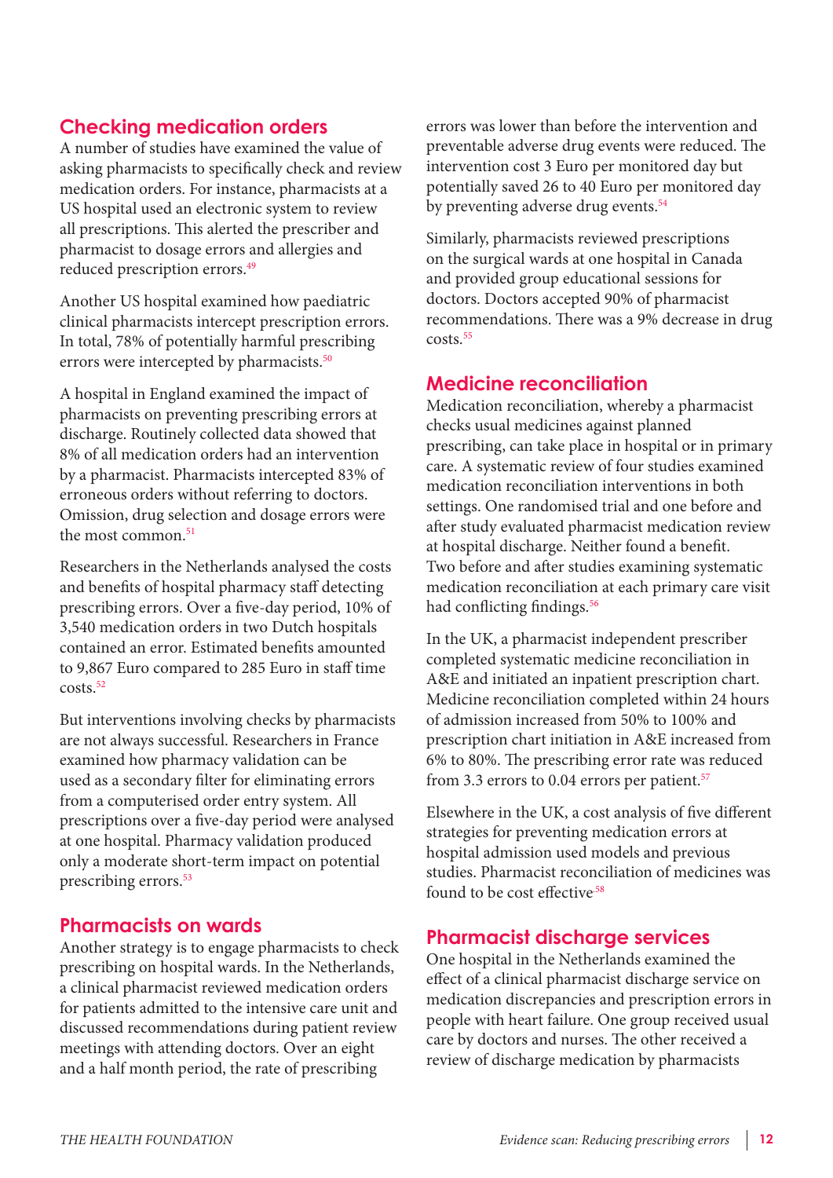## Checking medication orders

A number of studies have examined the value of asking pharmacists to specifically check and review medication orders. For instance, pharmacists at a US hospital used an electronic system to review all prescriptions. This alerted the prescriber and pharmacist to dosage errors and allergies and reduced prescription errors.[49]

Another US hospital examined how paediatric clinical pharmacists intercept prescription errors. In total, 78% of potentially harmful prescribing errors were intercepted by pharmacists.[50]

A hospital in England examined the impact of pharmacists on preventing prescribing errors at discharge. Routinely collected data showed that 8% of all medication orders had an intervention by a pharmacist. Pharmacists intercepted 83% of erroneous orders without referring to doctors. Omission, drug selection and dosage errors were the most common.[51]

Researchers in the Netherlands analysed the costs and benefits of hospital pharmacy staff detecting prescribing errors. Over a five-day period, 10% of 3,540 medication orders in two Dutch hospitals contained an error. Estimated benefits amounted to 9,867 Euro compared to 285 Euro in staff time costs.[52]

But interventions involving checks by pharmacists are not always successful. Researchers in France examined how pharmacy validation can be used as a secondary filter for eliminating errors from a computerised order entry system. All prescriptions over a five-day period were analysed at one hospital. Pharmacy validation produced only a moderate short-term impact on potential prescribing errors.[53]

## Pharmacists on wards

Another strategy is to engage pharmacists to check prescribing on hospital wards. In the Netherlands, a clinical pharmacist reviewed medication orders for patients admitted to the intensive care unit and discussed recommendations during patient review meetings with attending doctors. Over an eight and a half month period, the rate of prescribing errors was lower than before the intervention and preventable adverse drug events were reduced. The intervention cost 3 Euro per monitored day but potentially saved 26 to 40 Euro per monitored day by preventing adverse drug events.[54]

Similarly, pharmacists reviewed prescriptions on the surgical wards at one hospital in Canada and provided group educational sessions for doctors. Doctors accepted 90% of pharmacist recommendations. There was a 9% decrease in drug costs.[55]

## Medicine reconciliation

Medication reconciliation, whereby a pharmacist checks usual medicines against planned prescribing, can take place in hospital or in primary care. A systematic review of four studies examined medication reconciliation interventions in both settings. One randomised trial and one before and after study evaluated pharmacist medication review at hospital discharge. Neither found a benefit. Two before and after studies examining systematic medication reconciliation at each primary care visit had conflicting findings.[56]

In the UK, a pharmacist independent prescriber completed systematic medicine reconciliation in A&E and initiated an inpatient prescription chart. Medicine reconciliation completed within 24 hours of admission increased from 50% to 100% and prescription chart initiation in A&E increased from 6% to 80%. The prescribing error rate was reduced from 3.3 errors to 0.04 errors per patient.[57]

Elsewhere in the UK, a cost analysis of five different strategies for preventing medication errors at hospital admission used models and previous studies. Pharmacist reconciliation of medicines was found to be cost effective[58]

## Pharmacist discharge services

One hospital in the Netherlands examined the effect of a clinical pharmacist discharge service on medication discrepancies and prescription errors in people with heart failure. One group received usual care by doctors and nurses. The other received a review of discharge medication by pharmacists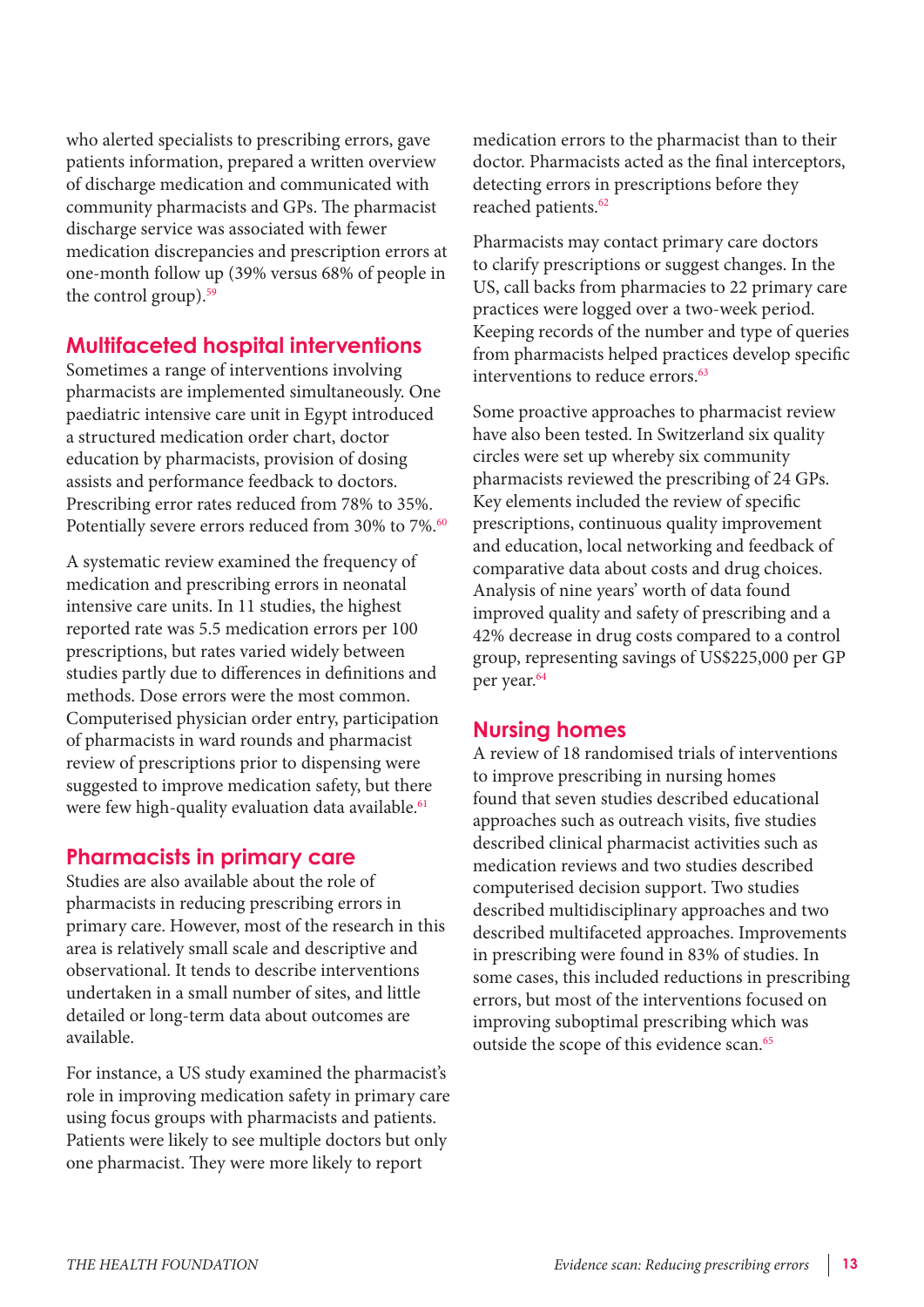who alerted specialists to prescribing errors, gave patients information, prepared a written overview of discharge medication and communicated with community pharmacists and GPs. The pharmacist discharge service was associated with fewer medication discrepancies and prescription errors at one-month follow up (39% versus 68% of people in the control group).[59]

## Multifaceted hospital interventions

Sometimes a range of interventions involving pharmacists are implemented simultaneously. One paediatric intensive care unit in Egypt introduced a structured medication order chart, doctor education by pharmacists, provision of dosing assists and performance feedback to doctors. Prescribing error rates reduced from 78% to 35%. Potentially severe errors reduced from 30% to 7%.[60]

A systematic review examined the frequency of medication and prescribing errors in neonatal intensive care units. In 11 studies, the highest reported rate was 5.5 medication errors per 100 prescriptions, but rates varied widely between studies partly due to differences in definitions and methods. Dose errors were the most common. Computerised physician order entry, participation of pharmacists in ward rounds and pharmacist review of prescriptions prior to dispensing were suggested to improve medication safety, but there were few high-quality evaluation data available.[61]

## Pharmacists in primary care

Studies are also available about the role of pharmacists in reducing prescribing errors in primary care. However, most of the research in this area is relatively small scale and descriptive and observational. It tends to describe interventions undertaken in a small number of sites, and little detailed or long-term data about outcomes are available.

For instance, a US study examined the pharmacist's role in improving medication safety in primary care using focus groups with pharmacists and patients. Patients were likely to see multiple doctors but only one pharmacist. They were more likely to report medication errors to the pharmacist than to their doctor. Pharmacists acted as the final interceptors, detecting errors in prescriptions before they reached patients.[62]

Pharmacists may contact primary care doctors to clarify prescriptions or suggest changes. In the US, call backs from pharmacies to 22 primary care practices were logged over a two-week period. Keeping records of the number and type of queries from pharmacists helped practices develop specific interventions to reduce errors.[63]

Some proactive approaches to pharmacist review have also been tested. In Switzerland six quality circles were set up whereby six community pharmacists reviewed the prescribing of 24 GPs. Key elements included the review of specific prescriptions, continuous quality improvement and education, local networking and feedback of comparative data about costs and drug choices. Analysis of nine years' worth of data found improved quality and safety of prescribing and a 42% decrease in drug costs compared to a control group, representing savings of US$225,000 per GP per year.[64]

## Nursing homes

A review of 18 randomised trials of interventions to improve prescribing in nursing homes found that seven studies described educational approaches such as outreach visits, five studies described clinical pharmacist activities such as medication reviews and two studies described computerised decision support. Two studies described multidisciplinary approaches and two described multifaceted approaches. Improvements in prescribing were found in 83% of studies. In some cases, this included reductions in prescribing errors, but most of the interventions focused on improving suboptimal prescribing which was outside the scope of this evidence scan.[65]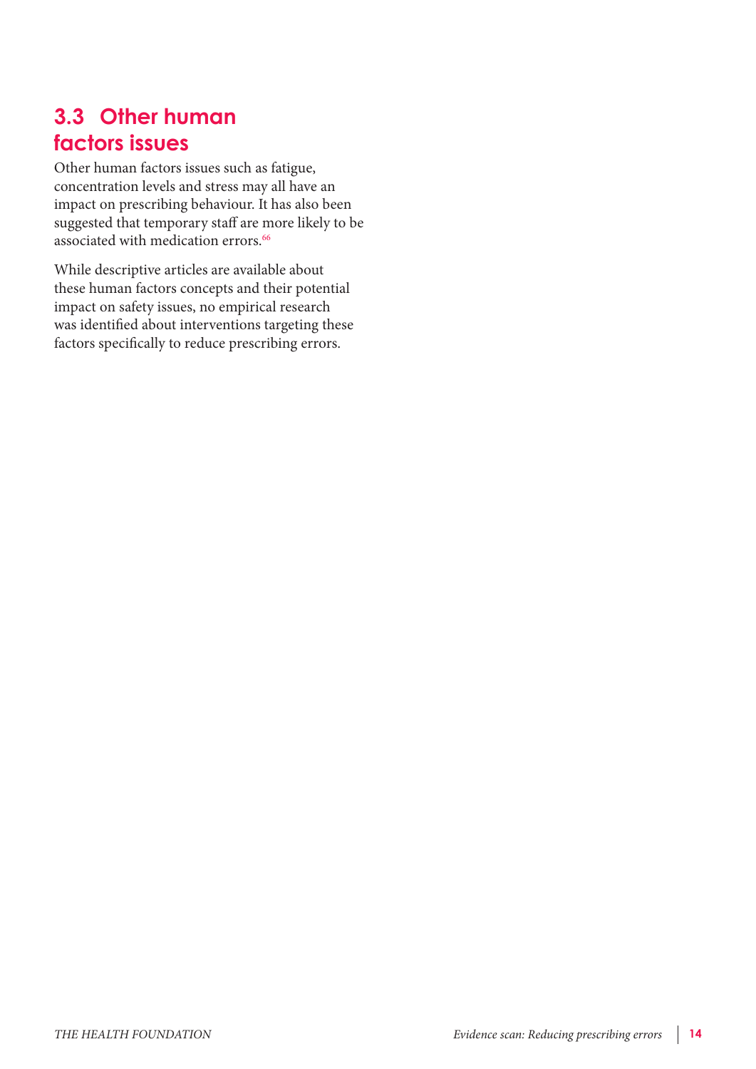## 3.3 Other human factors issues

Other human factors issues such as fatigue, concentration levels and stress may all have an impact on prescribing behaviour. It has also been suggested that temporary staff are more likely to be associated with medication errors.[66]

While descriptive articles are available about these human factors concepts and their potential impact on safety issues, no empirical research was identified about interventions targeting these factors specifically to reduce prescribing errors.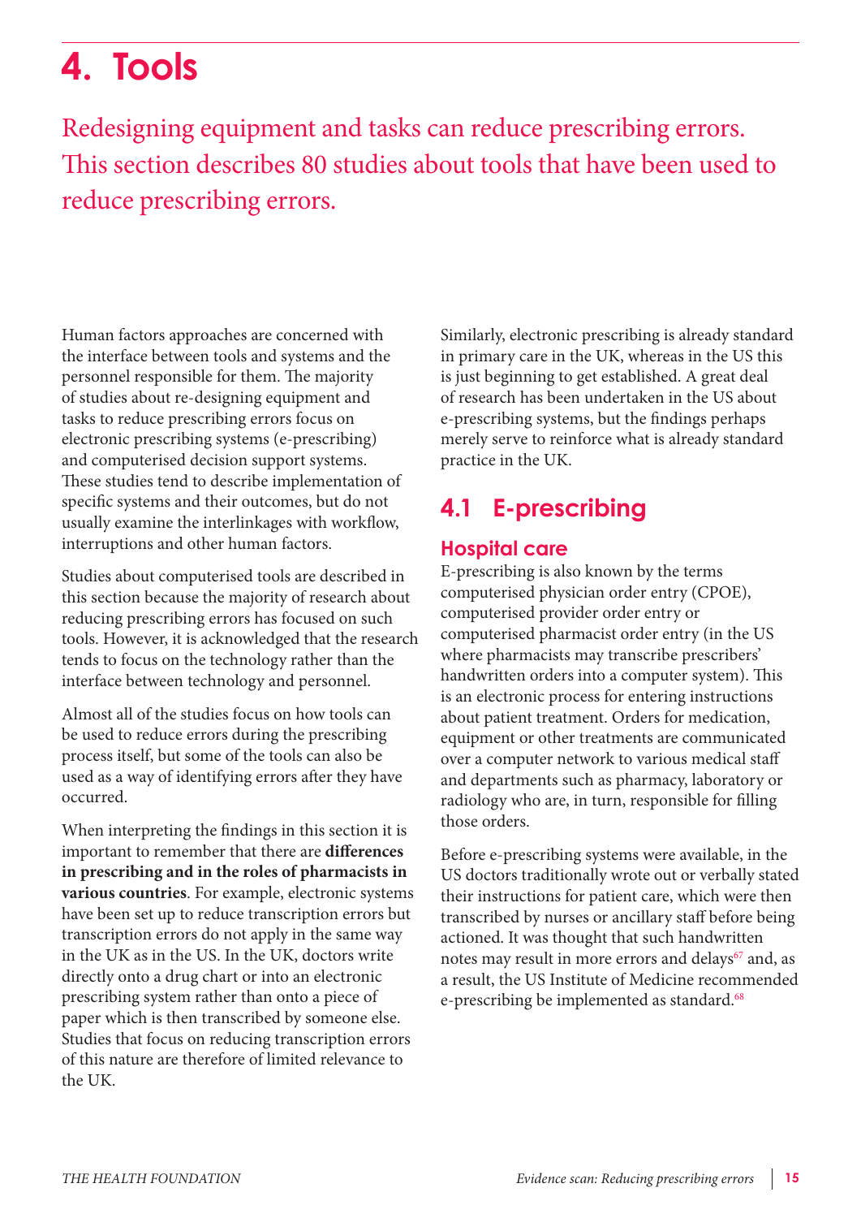# 4. Tools

Redesigning equipment and tasks can reduce prescribing errors. This section describes 80 studies about tools that have been used to reduce prescribing errors.

Human factors approaches are concerned with the interface between tools and systems and the personnel responsible for them. The majority of studies about re-designing equipment and tasks to reduce prescribing errors focus on electronic prescribing systems (e-prescribing) and computerised decision support systems. These studies tend to describe implementation of specific systems and their outcomes, but do not usually examine the interlinkages with workflow, interruptions and other human factors.

Studies about computerised tools are described in this section because the majority of research about reducing prescribing errors has focused on such tools. However, it is acknowledged that the research tends to focus on the technology rather than the interface between technology and personnel.

Almost all of the studies focus on how tools can be used to reduce errors during the prescribing process itself, but some of the tools can also be used as a way of identifying errors after they have occurred.

When interpreting the findings in this section it is important to remember that there are **differences in prescribing and in the roles of pharmacists in various countries**. For example, electronic systems have been set up to reduce transcription errors but transcription errors do not apply in the same way in the UK as in the US. In the UK, doctors write directly onto a drug chart or into an electronic prescribing system rather than onto a piece of paper which is then transcribed by someone else. Studies that focus on reducing transcription errors of this nature are therefore of limited relevance to the UK.

Similarly, electronic prescribing is already standard in primary care in the UK, whereas in the US this is just beginning to get established. A great deal of research has been undertaken in the US about e-prescribing systems, but the findings perhaps merely serve to reinforce what is already standard practice in the UK.

## 4.1 E-prescribing

### Hospital care

E-prescribing is also known by the terms computerised physician order entry (CPOE), computerised provider order entry or computerised pharmacist order entry (in the US where pharmacists may transcribe prescribers' handwritten orders into a computer system). This is an electronic process for entering instructions about patient treatment. Orders for medication, equipment or other treatments are communicated over a computer network to various medical staff and departments such as pharmacy, laboratory or radiology who are, in turn, responsible for filling those orders.

Before e-prescribing systems were available, in the US doctors traditionally wrote out or verbally stated their instructions for patient care, which were then transcribed by nurses or ancillary staff before being actioned. It was thought that such handwritten notes may result in more errors and delays[67] and, as a result, the US Institute of Medicine recommended e-prescribing be implemented as standard.[68]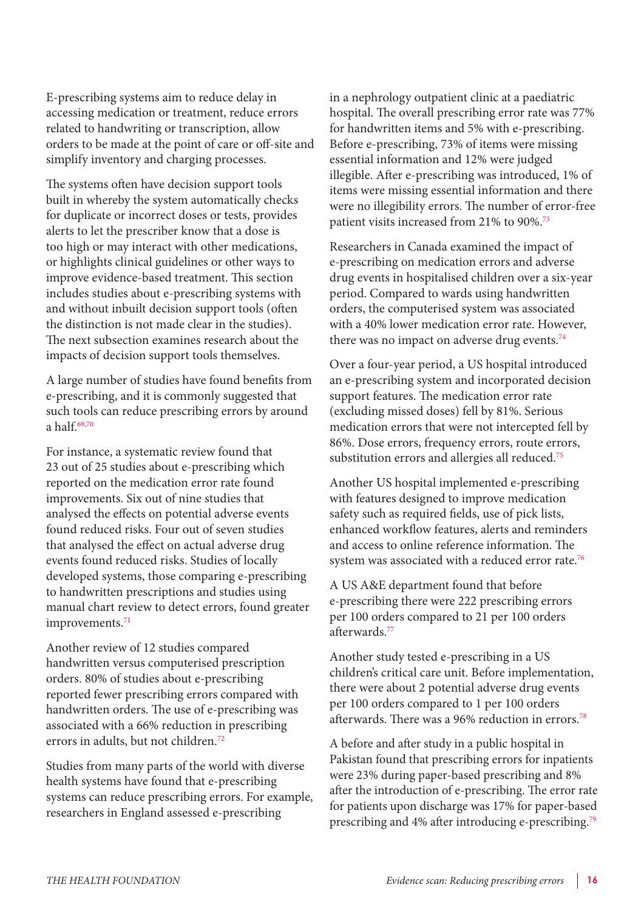E-prescribing systems aim to reduce delay in accessing medication or treatment, reduce errors related to handwriting or transcription, allow orders to be made at the point of care or off-site and simplify inventory and charging processes.

The systems often have decision support tools built in whereby the system automatically checks for duplicate or incorrect doses or tests, provides alerts to let the prescriber know that a dose is too high or may interact with other medications, or highlights clinical guidelines or other ways to improve evidence-based treatment. This section includes studies about e-prescribing systems with and without inbuilt decision support tools (often the distinction is not made clear in the studies). The next subsection examines research about the impacts of decision support tools themselves.

A large number of studies have found benefits from e-prescribing, and it is commonly suggested that such tools can reduce prescribing errors by around a half.[69,70]

For instance, a systematic review found that 23 out of 25 studies about e-prescribing which reported on the medication error rate found improvements. Six out of nine studies that analysed the effects on potential adverse events found reduced risks. Four out of seven studies that analysed the effect on actual adverse drug events found reduced risks. Studies of locally developed systems, those comparing e-prescribing to handwritten prescriptions and studies using manual chart review to detect errors, found greater improvements.[71]

Another review of 12 studies compared handwritten versus computerised prescription orders. 80% of studies about e-prescribing reported fewer prescribing errors compared with handwritten orders. The use of e-prescribing was associated with a 66% reduction in prescribing errors in adults, but not children.[72]

Studies from many parts of the world with diverse health systems have found that e-prescribing systems can reduce prescribing errors. For example, researchers in England assessed e-prescribing in a nephrology outpatient clinic at a paediatric hospital. The overall prescribing error rate was 77% for handwritten items and 5% with e-prescribing. Before e-prescribing, 73% of items were missing essential information and 12% were judged illegible. After e-prescribing was introduced, 1% of items were missing essential information and there were no illegibility errors. The number of error-free patient visits increased from 21% to 90%.[73]

Researchers in Canada examined the impact of e-prescribing on medication errors and adverse drug events in hospitalised children over a six-year period. Compared to wards using handwritten orders, the computerised system was associated with a 40% lower medication error rate. However, there was no impact on adverse drug events.[74]

Over a four-year period, a US hospital introduced an e-prescribing system and incorporated decision support features. The medication error rate (excluding missed doses) fell by 81%. Serious medication errors that were not intercepted fell by 86%. Dose errors, frequency errors, route errors, substitution errors and allergies all reduced.[75]

Another US hospital implemented e-prescribing with features designed to improve medication safety such as required fields, use of pick lists, enhanced workflow features, alerts and reminders and access to online reference information. The system was associated with a reduced error rate.[76]

A US A&E department found that before e-prescribing there were 222 prescribing errors per 100 orders compared to 21 per 100 orders afterwards.[77]

Another study tested e-prescribing in a US children's critical care unit. Before implementation, there were about 2 potential adverse drug events per 100 orders compared to 1 per 100 orders afterwards. There was a 96% reduction in errors.[78]

A before and after study in a public hospital in Pakistan found that prescribing errors for inpatients were 23% during paper-based prescribing and 8% after the introduction of e-prescribing. The error rate for patients upon discharge was 17% for paper-based prescribing and 4% after introducing e-prescribing.[79]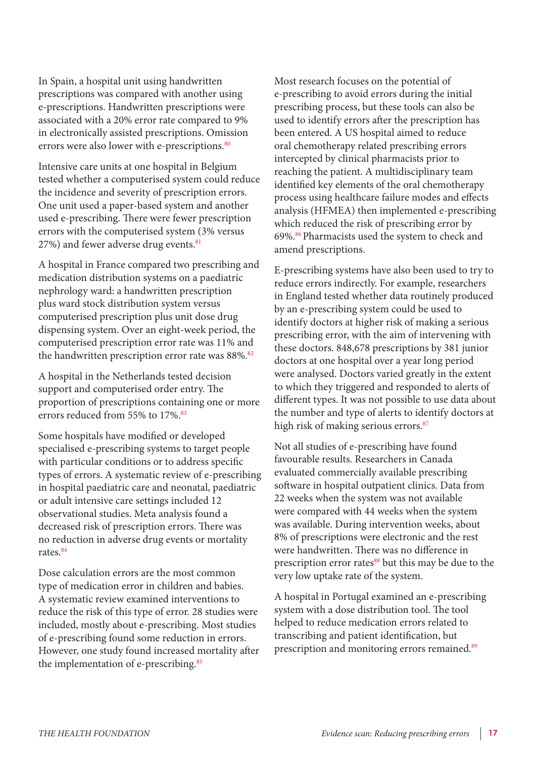In Spain, a hospital unit using handwritten prescriptions was compared with another using e-prescriptions. Handwritten prescriptions were associated with a 20% error rate compared to 9% in electronically assisted prescriptions. Omission errors were also lower with e-prescriptions.[80]

Intensive care units at one hospital in Belgium tested whether a computerised system could reduce the incidence and severity of prescription errors. One unit used a paper-based system and another used e-prescribing. There were fewer prescription errors with the computerised system (3% versus 27%) and fewer adverse drug events.[81]

A hospital in France compared two prescribing and medication distribution systems on a paediatric nephrology ward: a handwritten prescription plus ward stock distribution system versus computerised prescription plus unit dose drug dispensing system. Over an eight-week period, the computerised prescription error rate was 11% and the handwritten prescription error rate was 88%.[82]

A hospital in the Netherlands tested decision support and computerised order entry. The proportion of prescriptions containing one or more errors reduced from 55% to 17%.[83]

Some hospitals have modified or developed specialised e-prescribing systems to target people with particular conditions or to address specific types of errors. A systematic review of e-prescribing in hospital paediatric care and neonatal, paediatric or adult intensive care settings included 12 observational studies. Meta analysis found a decreased risk of prescription errors. There was no reduction in adverse drug events or mortality rates.[84]

Dose calculation errors are the most common type of medication error in children and babies. A systematic review examined interventions to reduce the risk of this type of error. 28 studies were included, mostly about e-prescribing. Most studies of e-prescribing found some reduction in errors. However, one study found increased mortality after the implementation of e-prescribing.[85]

Most research focuses on the potential of e-prescribing to avoid errors during the initial prescribing process, but these tools can also be used to identify errors after the prescription has been entered. A US hospital aimed to reduce oral chemotherapy related prescribing errors intercepted by clinical pharmacists prior to reaching the patient. A multidisciplinary team identified key elements of the oral chemotherapy process using healthcare failure modes and effects analysis (HFMEA) then implemented e-prescribing which reduced the risk of prescribing error by 69%.[86] Pharmacists used the system to check and amend prescriptions.

E-prescribing systems have also been used to try to reduce errors indirectly. For example, researchers in England tested whether data routinely produced by an e-prescribing system could be used to identify doctors at higher risk of making a serious prescribing error, with the aim of intervening with these doctors. 848,678 prescriptions by 381 junior doctors at one hospital over a year long period were analysed. Doctors varied greatly in the extent to which they triggered and responded to alerts of different types. It was not possible to use data about the number and type of alerts to identify doctors at high risk of making serious errors.[87]

Not all studies of e-prescribing have found favourable results. Researchers in Canada evaluated commercially available prescribing software in hospital outpatient clinics. Data from 22 weeks when the system was not available were compared with 44 weeks when the system was available. During intervention weeks, about 8% of prescriptions were electronic and the rest were handwritten. There was no difference in prescription error rates[88] but this may be due to the very low uptake rate of the system.

A hospital in Portugal examined an e-prescribing system with a dose distribution tool. The tool helped to reduce medication errors related to transcribing and patient identification, but prescription and monitoring errors remained.[89]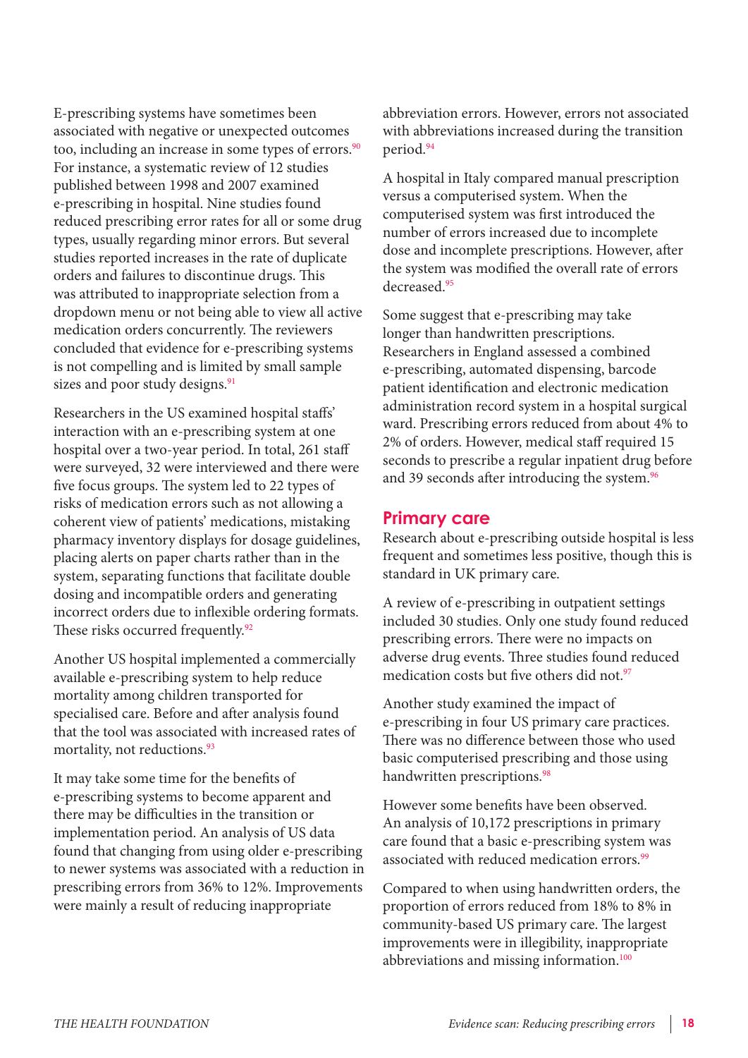E-prescribing systems have sometimes been associated with negative or unexpected outcomes too, including an increase in some types of errors.[90] For instance, a systematic review of 12 studies published between 1998 and 2007 examined e-prescribing in hospital. Nine studies found reduced prescribing error rates for all or some drug types, usually regarding minor errors. But several studies reported increases in the rate of duplicate orders and failures to discontinue drugs. This was attributed to inappropriate selection from a dropdown menu or not being able to view all active medication orders concurrently. The reviewers concluded that evidence for e-prescribing systems is not compelling and is limited by small sample sizes and poor study designs.[91]

Researchers in the US examined hospital staffs' interaction with an e-prescribing system at one hospital over a two-year period. In total, 261 staff were surveyed, 32 were interviewed and there were five focus groups. The system led to 22 types of risks of medication errors such as not allowing a coherent view of patients' medications, mistaking pharmacy inventory displays for dosage guidelines, placing alerts on paper charts rather than in the system, separating functions that facilitate double dosing and incompatible orders and generating incorrect orders due to inflexible ordering formats. These risks occurred frequently.[92]

Another US hospital implemented a commercially available e-prescribing system to help reduce mortality among children transported for specialised care. Before and after analysis found that the tool was associated with increased rates of mortality, not reductions.[93]

It may take some time for the benefits of e-prescribing systems to become apparent and there may be difficulties in the transition or implementation period. An analysis of US data found that changing from using older e-prescribing to newer systems was associated with a reduction in prescribing errors from 36% to 12%. Improvements were mainly a result of reducing inappropriate abbreviation errors. However, errors not associated with abbreviations increased during the transition period.[94]

A hospital in Italy compared manual prescription versus a computerised system. When the computerised system was first introduced the number of errors increased due to incomplete dose and incomplete prescriptions. However, after the system was modified the overall rate of errors decreased.[95]

Some suggest that e-prescribing may take longer than handwritten prescriptions. Researchers in England assessed a combined e-prescribing, automated dispensing, barcode patient identification and electronic medication administration record system in a hospital surgical ward. Prescribing errors reduced from about 4% to 2% of orders. However, medical staff required 15 seconds to prescribe a regular inpatient drug before and 39 seconds after introducing the system.[96]

## Primary care

Research about e-prescribing outside hospital is less frequent and sometimes less positive, though this is standard in UK primary care.

A review of e-prescribing in outpatient settings included 30 studies. Only one study found reduced prescribing errors. There were no impacts on adverse drug events. Three studies found reduced medication costs but five others did not.[97]

Another study examined the impact of e-prescribing in four US primary care practices. There was no difference between those who used basic computerised prescribing and those using handwritten prescriptions.[98]

However some benefits have been observed. An analysis of 10,172 prescriptions in primary care found that a basic e-prescribing system was associated with reduced medication errors.[99]

Compared to when using handwritten orders, the proportion of errors reduced from 18% to 8% in community-based US primary care. The largest improvements were in illegibility, inappropriate abbreviations and missing information.[100]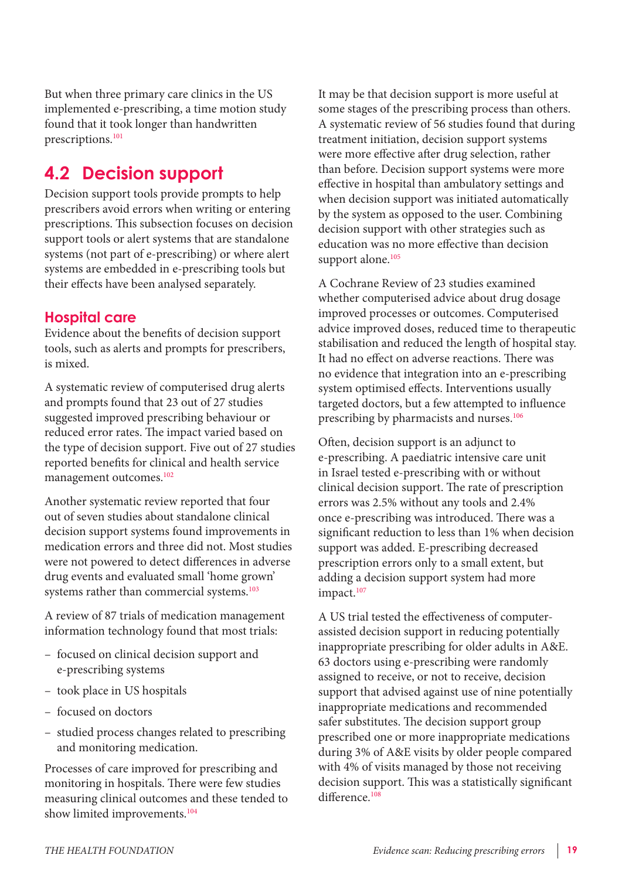But when three primary care clinics in the US implemented e-prescribing, a time motion study found that it took longer than handwritten prescriptions.[101]

## 4.2 Decision support

Decision support tools provide prompts to help prescribers avoid errors when writing or entering prescriptions. This subsection focuses on decision support tools or alert systems that are standalone systems (not part of e-prescribing) or where alert systems are embedded in e-prescribing tools but their effects have been analysed separately.

### Hospital care

Evidence about the benefits of decision support tools, such as alerts and prompts for prescribers, is mixed.

A systematic review of computerised drug alerts and prompts found that 23 out of 27 studies suggested improved prescribing behaviour or reduced error rates. The impact varied based on the type of decision support. Five out of 27 studies reported benefits for clinical and health service management outcomes.[102]

Another systematic review reported that four out of seven studies about standalone clinical decision support systems found improvements in medication errors and three did not. Most studies were not powered to detect differences in adverse drug events and evaluated small 'home grown' systems rather than commercial systems.[103]

A review of 87 trials of medication management information technology found that most trials:

- focused on clinical decision support and e-prescribing systems
- took place in US hospitals
- focused on doctors
- studied process changes related to prescribing and monitoring medication.

Processes of care improved for prescribing and monitoring in hospitals. There were few studies measuring clinical outcomes and these tended to show limited improvements.[104]

It may be that decision support is more useful at some stages of the prescribing process than others. A systematic review of 56 studies found that during treatment initiation, decision support systems were more effective after drug selection, rather than before. Decision support systems were more effective in hospital than ambulatory settings and when decision support was initiated automatically by the system as opposed to the user. Combining decision support with other strategies such as education was no more effective than decision support alone.[105]

A Cochrane Review of 23 studies examined whether computerised advice about drug dosage improved processes or outcomes. Computerised advice improved doses, reduced time to therapeutic stabilisation and reduced the length of hospital stay. It had no effect on adverse reactions. There was no evidence that integration into an e-prescribing system optimised effects. Interventions usually targeted doctors, but a few attempted to influence prescribing by pharmacists and nurses.[106]

Often, decision support is an adjunct to e-prescribing. A paediatric intensive care unit in Israel tested e-prescribing with or without clinical decision support. The rate of prescription errors was 2.5% without any tools and 2.4% once e-prescribing was introduced. There was a significant reduction to less than 1% when decision support was added. E-prescribing decreased prescription errors only to a small extent, but adding a decision support system had more impact.[107]

A US trial tested the effectiveness of computer-assisted decision support in reducing potentially inappropriate prescribing for older adults in A&E. 63 doctors using e-prescribing were randomly assigned to receive, or not to receive, decision support that advised against use of nine potentially inappropriate medications and recommended safer substitutes. The decision support group prescribed one or more inappropriate medications during 3% of A&E visits by older people compared with 4% of visits managed by those not receiving decision support. This was a statistically significant difference.[108]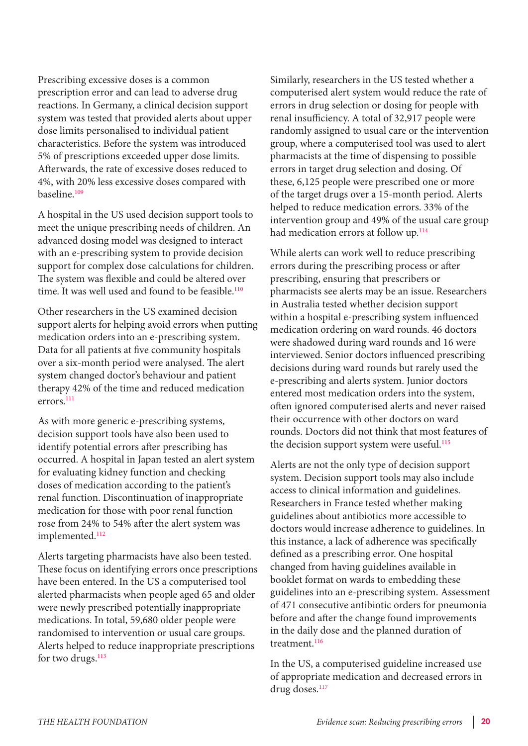Prescribing excessive doses is a common prescription error and can lead to adverse drug reactions. In Germany, a clinical decision support system was tested that provided alerts about upper dose limits personalised to individual patient characteristics. Before the system was introduced 5% of prescriptions exceeded upper dose limits. Afterwards, the rate of excessive doses reduced to 4%, with 20% less excessive doses compared with baseline.[109]

A hospital in the US used decision support tools to meet the unique prescribing needs of children. An advanced dosing model was designed to interact with an e-prescribing system to provide decision support for complex dose calculations for children. The system was flexible and could be altered over time. It was well used and found to be feasible.[110]

Other researchers in the US examined decision support alerts for helping avoid errors when putting medication orders into an e-prescribing system. Data for all patients at five community hospitals over a six-month period were analysed. The alert system changed doctor's behaviour and patient therapy 42% of the time and reduced medication errors.[111]

As with more generic e-prescribing systems, decision support tools have also been used to identify potential errors after prescribing has occurred. A hospital in Japan tested an alert system for evaluating kidney function and checking doses of medication according to the patient's renal function. Discontinuation of inappropriate medication for those with poor renal function rose from 24% to 54% after the alert system was implemented.[112]

Alerts targeting pharmacists have also been tested. These focus on identifying errors once prescriptions have been entered. In the US a computerised tool alerted pharmacists when people aged 65 and older were newly prescribed potentially inappropriate medications. In total, 59,680 older people were randomised to intervention or usual care groups. Alerts helped to reduce inappropriate prescriptions for two drugs.[113]

Similarly, researchers in the US tested whether a computerised alert system would reduce the rate of errors in drug selection or dosing for people with renal insufficiency. A total of 32,917 people were randomly assigned to usual care or the intervention group, where a computerised tool was used to alert pharmacists at the time of dispensing to possible errors in target drug selection and dosing. Of these, 6,125 people were prescribed one or more of the target drugs over a 15-month period. Alerts helped to reduce medication errors. 33% of the intervention group and 49% of the usual care group had medication errors at follow up.[114]

While alerts can work well to reduce prescribing errors during the prescribing process or after prescribing, ensuring that prescribers or pharmacists see alerts may be an issue. Researchers in Australia tested whether decision support within a hospital e-prescribing system influenced medication ordering on ward rounds. 46 doctors were shadowed during ward rounds and 16 were interviewed. Senior doctors influenced prescribing decisions during ward rounds but rarely used the e-prescribing and alerts system. Junior doctors entered most medication orders into the system, often ignored computerised alerts and never raised their occurrence with other doctors on ward rounds. Doctors did not think that most features of the decision support system were useful.[115]

Alerts are not the only type of decision support system. Decision support tools may also include access to clinical information and guidelines. Researchers in France tested whether making guidelines about antibiotics more accessible to doctors would increase adherence to guidelines. In this instance, a lack of adherence was specifically defined as a prescribing error. One hospital changed from having guidelines available in booklet format on wards to embedding these guidelines into an e-prescribing system. Assessment of 471 consecutive antibiotic orders for pneumonia before and after the change found improvements in the daily dose and the planned duration of treatment.[116]

In the US, a computerised guideline increased use of appropriate medication and decreased errors in drug doses.[117]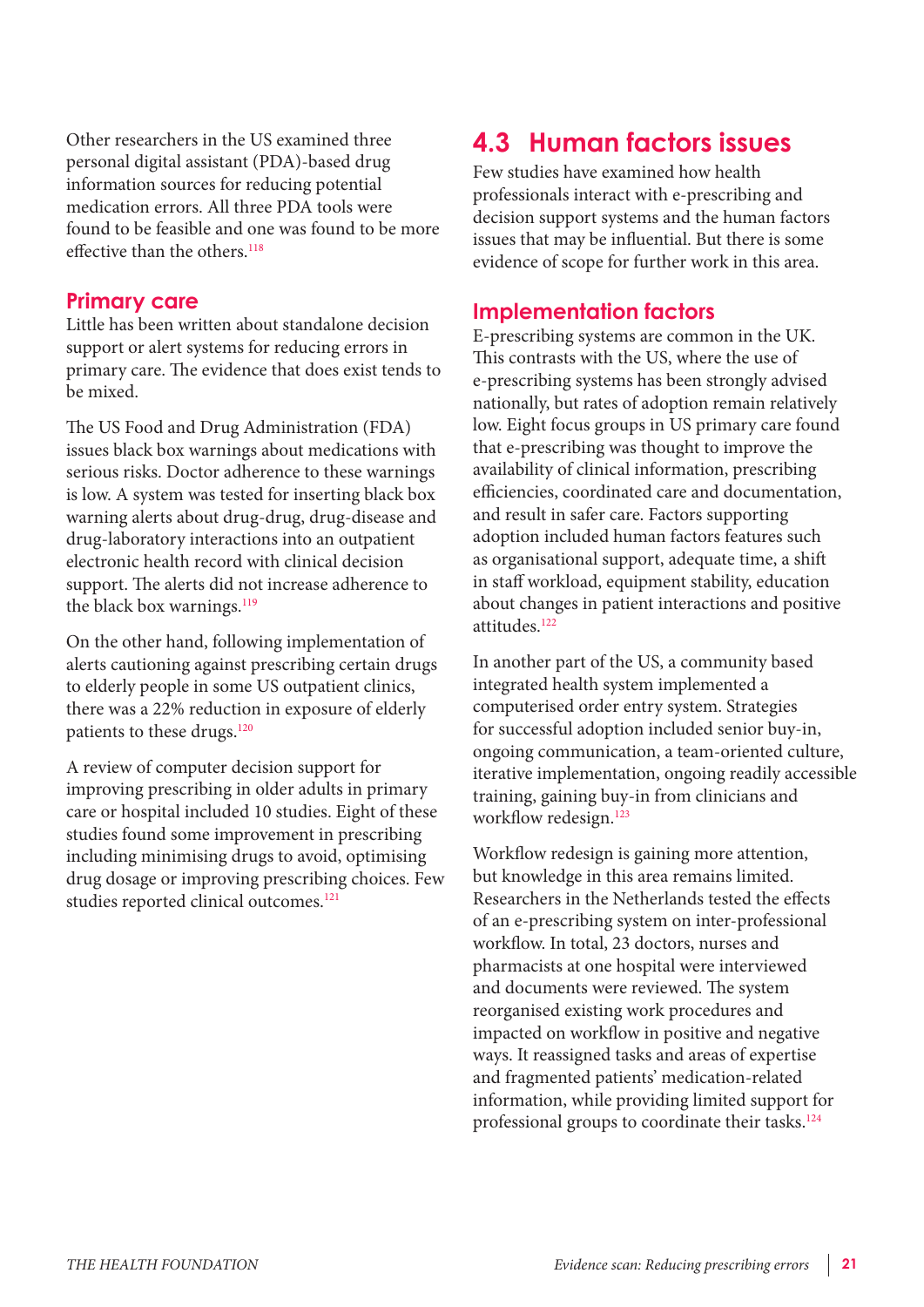Other researchers in the US examined three personal digital assistant (PDA)-based drug information sources for reducing potential medication errors. All three PDA tools were found to be feasible and one was found to be more effective than the others.[118]

### Primary care

Little has been written about standalone decision support or alert systems for reducing errors in primary care. The evidence that does exist tends to be mixed.

The US Food and Drug Administration (FDA) issues black box warnings about medications with serious risks. Doctor adherence to these warnings is low. A system was tested for inserting black box warning alerts about drug-drug, drug-disease and drug-laboratory interactions into an outpatient electronic health record with clinical decision support. The alerts did not increase adherence to the black box warnings.[119]

On the other hand, following implementation of alerts cautioning against prescribing certain drugs to elderly people in some US outpatient clinics, there was a 22% reduction in exposure of elderly patients to these drugs.[120]

A review of computer decision support for improving prescribing in older adults in primary care or hospital included 10 studies. Eight of these studies found some improvement in prescribing including minimising drugs to avoid, optimising drug dosage or improving prescribing choices. Few studies reported clinical outcomes.[121]

## 4.3 Human factors issues

Few studies have examined how health professionals interact with e-prescribing and decision support systems and the human factors issues that may be influential. But there is some evidence of scope for further work in this area.

### Implementation factors

E-prescribing systems are common in the UK. This contrasts with the US, where the use of e-prescribing systems has been strongly advised nationally, but rates of adoption remain relatively low. Eight focus groups in US primary care found that e-prescribing was thought to improve the availability of clinical information, prescribing efficiencies, coordinated care and documentation, and result in safer care. Factors supporting adoption included human factors features such as organisational support, adequate time, a shift in staff workload, equipment stability, education about changes in patient interactions and positive attitudes.[122]

In another part of the US, a community based integrated health system implemented a computerised order entry system. Strategies for successful adoption included senior buy-in, ongoing communication, a team-oriented culture, iterative implementation, ongoing readily accessible training, gaining buy-in from clinicians and workflow redesign.[123]

Workflow redesign is gaining more attention, but knowledge in this area remains limited. Researchers in the Netherlands tested the effects of an e-prescribing system on inter-professional workflow. In total, 23 doctors, nurses and pharmacists at one hospital were interviewed and documents were reviewed. The system reorganised existing work procedures and impacted on workflow in positive and negative ways. It reassigned tasks and areas of expertise and fragmented patients' medication-related information, while providing limited support for professional groups to coordinate their tasks.[124]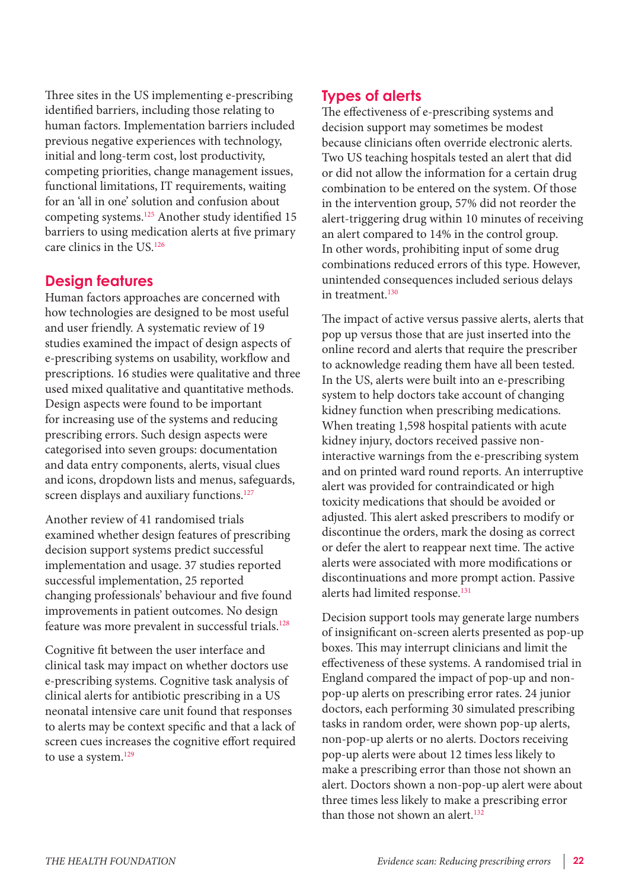Three sites in the US implementing e-prescribing identified barriers, including those relating to human factors. Implementation barriers included previous negative experiences with technology, initial and long-term cost, lost productivity, competing priorities, change management issues, functional limitations, IT requirements, waiting for an 'all in one' solution and confusion about competing systems.[125] Another study identified 15 barriers to using medication alerts at five primary care clinics in the US.[126]

## Design features

Human factors approaches are concerned with how technologies are designed to be most useful and user friendly. A systematic review of 19 studies examined the impact of design aspects of e-prescribing systems on usability, workflow and prescriptions. 16 studies were qualitative and three used mixed qualitative and quantitative methods. Design aspects were found to be important for increasing use of the systems and reducing prescribing errors. Such design aspects were categorised into seven groups: documentation and data entry components, alerts, visual clues and icons, dropdown lists and menus, safeguards, screen displays and auxiliary functions.[127]

Another review of 41 randomised trials examined whether design features of prescribing decision support systems predict successful implementation and usage. 37 studies reported successful implementation, 25 reported changing professionals' behaviour and five found improvements in patient outcomes. No design feature was more prevalent in successful trials.[128]

Cognitive fit between the user interface and clinical task may impact on whether doctors use e-prescribing systems. Cognitive task analysis of clinical alerts for antibiotic prescribing in a US neonatal intensive care unit found that responses to alerts may be context specific and that a lack of screen cues increases the cognitive effort required to use a system.[129]

## Types of alerts

The effectiveness of e-prescribing systems and decision support may sometimes be modest because clinicians often override electronic alerts. Two US teaching hospitals tested an alert that did or did not allow the information for a certain drug combination to be entered on the system. Of those in the intervention group, 57% did not reorder the alert-triggering drug within 10 minutes of receiving an alert compared to 14% in the control group. In other words, prohibiting input of some drug combinations reduced errors of this type. However, unintended consequences included serious delays in treatment.[130]

The impact of active versus passive alerts, alerts that pop up versus those that are just inserted into the online record and alerts that require the prescriber to acknowledge reading them have all been tested. In the US, alerts were built into an e-prescribing system to help doctors take account of changing kidney function when prescribing medications. When treating 1,598 hospital patients with acute kidney injury, doctors received passive non-interactive warnings from the e-prescribing system and on printed ward round reports. An interruptive alert was provided for contraindicated or high toxicity medications that should be avoided or adjusted. This alert asked prescribers to modify or discontinue the orders, mark the dosing as correct or defer the alert to reappear next time. The active alerts were associated with more modifications or discontinuations and more prompt action. Passive alerts had limited response.[131]

Decision support tools may generate large numbers of insignificant on-screen alerts presented as pop-up boxes. This may interrupt clinicians and limit the effectiveness of these systems. A randomised trial in England compared the impact of pop-up and non-pop-up alerts on prescribing error rates. 24 junior doctors, each performing 30 simulated prescribing tasks in random order, were shown pop-up alerts, non-pop-up alerts or no alerts. Doctors receiving pop-up alerts were about 12 times less likely to make a prescribing error than those not shown an alert. Doctors shown a non-pop-up alert were about three times less likely to make a prescribing error than those not shown an alert.[132]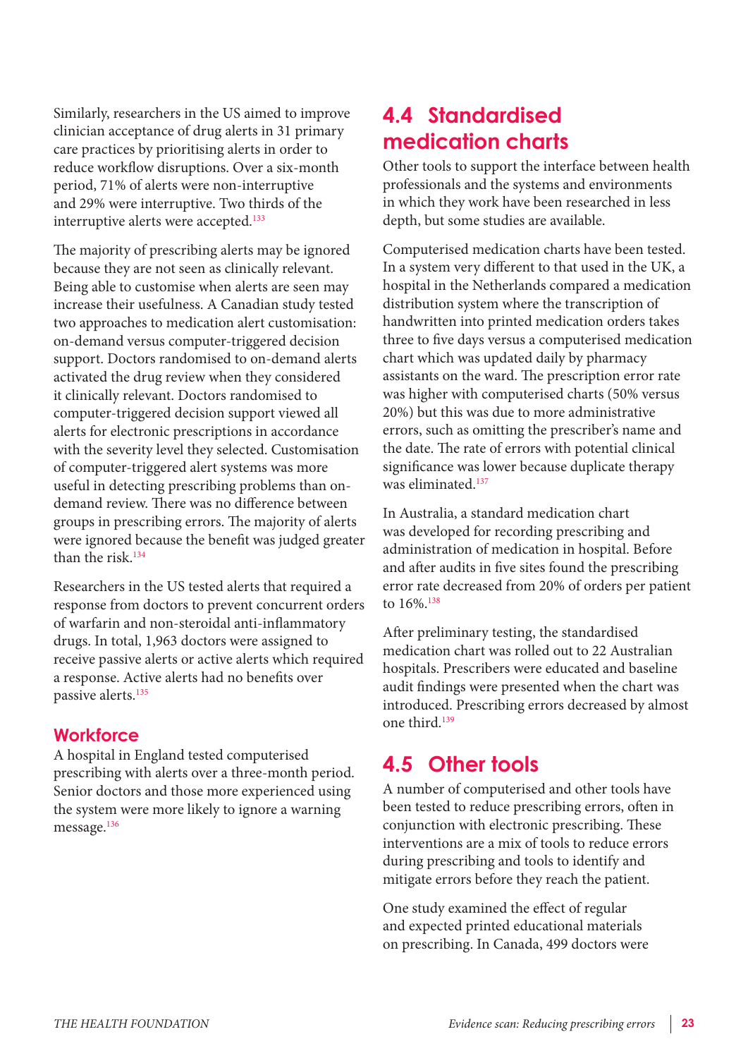Similarly, researchers in the US aimed to improve clinician acceptance of drug alerts in 31 primary care practices by prioritising alerts in order to reduce workflow disruptions. Over a six-month period, 71% of alerts were non-interruptive and 29% were interruptive. Two thirds of the interruptive alerts were accepted.[133]

The majority of prescribing alerts may be ignored because they are not seen as clinically relevant. Being able to customise when alerts are seen may increase their usefulness. A Canadian study tested two approaches to medication alert customisation: on-demand versus computer-triggered decision support. Doctors randomised to on-demand alerts activated the drug review when they considered it clinically relevant. Doctors randomised to computer-triggered decision support viewed all alerts for electronic prescriptions in accordance with the severity level they selected. Customisation of computer-triggered alert systems was more useful in detecting prescribing problems than on-demand review. There was no difference between groups in prescribing errors. The majority of alerts were ignored because the benefit was judged greater than the risk.[134]

Researchers in the US tested alerts that required a response from doctors to prevent concurrent orders of warfarin and non-steroidal anti-inflammatory drugs. In total, 1,963 doctors were assigned to receive passive alerts or active alerts which required a response. Active alerts had no benefits over passive alerts.[135]

### Workforce

A hospital in England tested computerised prescribing with alerts over a three-month period. Senior doctors and those more experienced using the system were more likely to ignore a warning message.[136]

## 4.4 Standardised medication charts

Other tools to support the interface between health professionals and the systems and environments in which they work have been researched in less depth, but some studies are available.

Computerised medication charts have been tested. In a system very different to that used in the UK, a hospital in the Netherlands compared a medication distribution system where the transcription of handwritten into printed medication orders takes three to five days versus a computerised medication chart which was updated daily by pharmacy assistants on the ward. The prescription error rate was higher with computerised charts (50% versus 20%) but this was due to more administrative errors, such as omitting the prescriber's name and the date. The rate of errors with potential clinical significance was lower because duplicate therapy was eliminated.[137]

In Australia, a standard medication chart was developed for recording prescribing and administration of medication in hospital. Before and after audits in five sites found the prescribing error rate decreased from 20% of orders per patient to 16%.[138]

After preliminary testing, the standardised medication chart was rolled out to 22 Australian hospitals. Prescribers were educated and baseline audit findings were presented when the chart was introduced. Prescribing errors decreased by almost one third.[139]

## 4.5 Other tools

A number of computerised and other tools have been tested to reduce prescribing errors, often in conjunction with electronic prescribing. These interventions are a mix of tools to reduce errors during prescribing and tools to identify and mitigate errors before they reach the patient.

One study examined the effect of regular and expected printed educational materials on prescribing. In Canada, 499 doctors were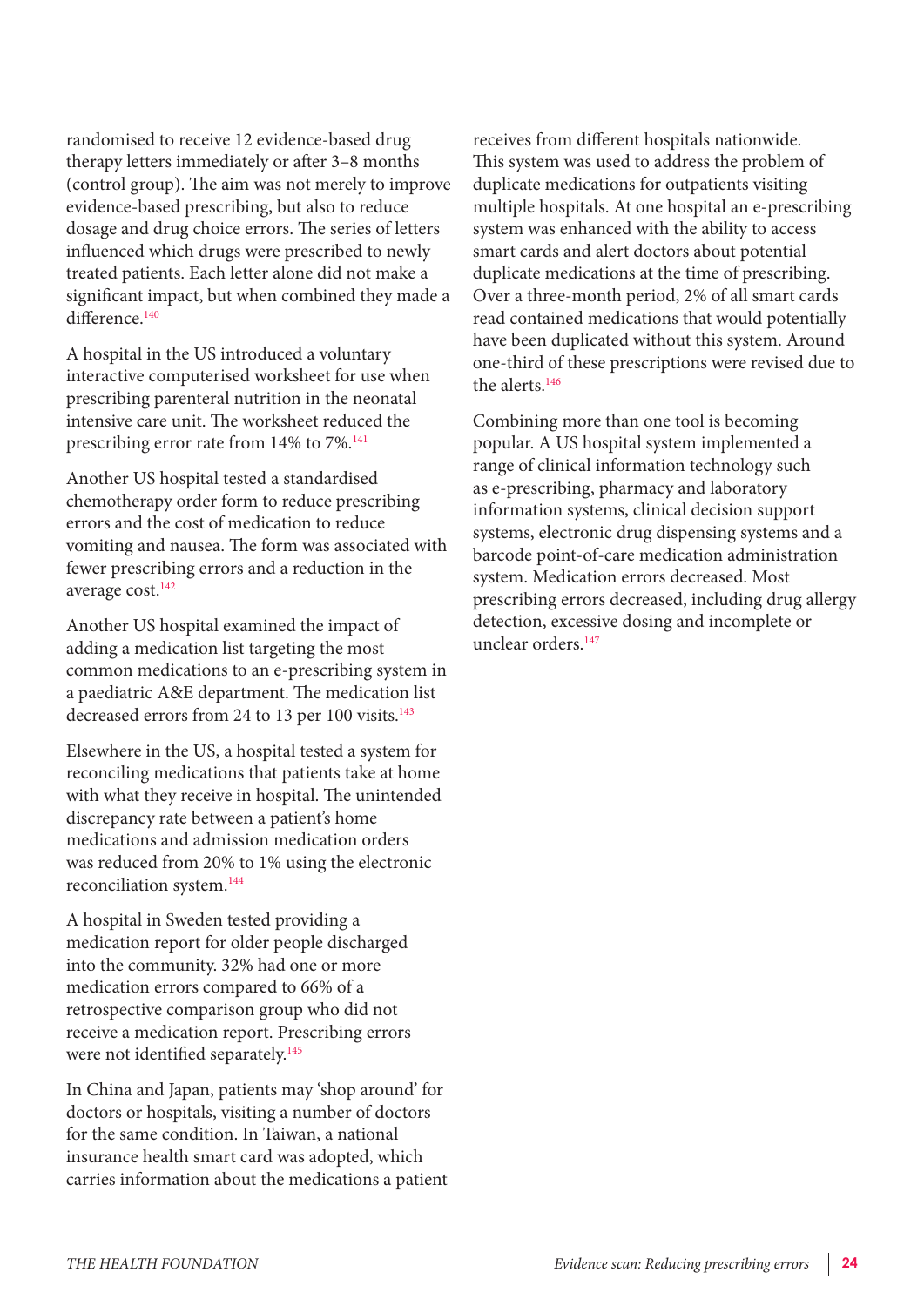randomised to receive 12 evidence-based drug therapy letters immediately or after 3–8 months (control group). The aim was not merely to improve evidence-based prescribing, but also to reduce dosage and drug choice errors. The series of letters influenced which drugs were prescribed to newly treated patients. Each letter alone did not make a significant impact, but when combined they made a difference.[140]

A hospital in the US introduced a voluntary interactive computerised worksheet for use when prescribing parenteral nutrition in the neonatal intensive care unit. The worksheet reduced the prescribing error rate from 14% to 7%.[141]

Another US hospital tested a standardised chemotherapy order form to reduce prescribing errors and the cost of medication to reduce vomiting and nausea. The form was associated with fewer prescribing errors and a reduction in the average cost.[142]

Another US hospital examined the impact of adding a medication list targeting the most common medications to an e-prescribing system in a paediatric A&E department. The medication list decreased errors from 24 to 13 per 100 visits.[143]

Elsewhere in the US, a hospital tested a system for reconciling medications that patients take at home with what they receive in hospital. The unintended discrepancy rate between a patient's home medications and admission medication orders was reduced from 20% to 1% using the electronic reconciliation system.[144]

A hospital in Sweden tested providing a medication report for older people discharged into the community. 32% had one or more medication errors compared to 66% of a retrospective comparison group who did not receive a medication report. Prescribing errors were not identified separately.[145]

In China and Japan, patients may 'shop around' for doctors or hospitals, visiting a number of doctors for the same condition. In Taiwan, a national insurance health smart card was adopted, which carries information about the medications a patient receives from different hospitals nationwide. This system was used to address the problem of duplicate medications for outpatients visiting multiple hospitals. At one hospital an e-prescribing system was enhanced with the ability to access smart cards and alert doctors about potential duplicate medications at the time of prescribing. Over a three-month period, 2% of all smart cards read contained medications that would potentially have been duplicated without this system. Around one-third of these prescriptions were revised due to the alerts.[146]

Combining more than one tool is becoming popular. A US hospital system implemented a range of clinical information technology such as e-prescribing, pharmacy and laboratory information systems, clinical decision support systems, electronic drug dispensing systems and a barcode point-of-care medication administration system. Medication errors decreased. Most prescribing errors decreased, including drug allergy detection, excessive dosing and incomplete or unclear orders.[147]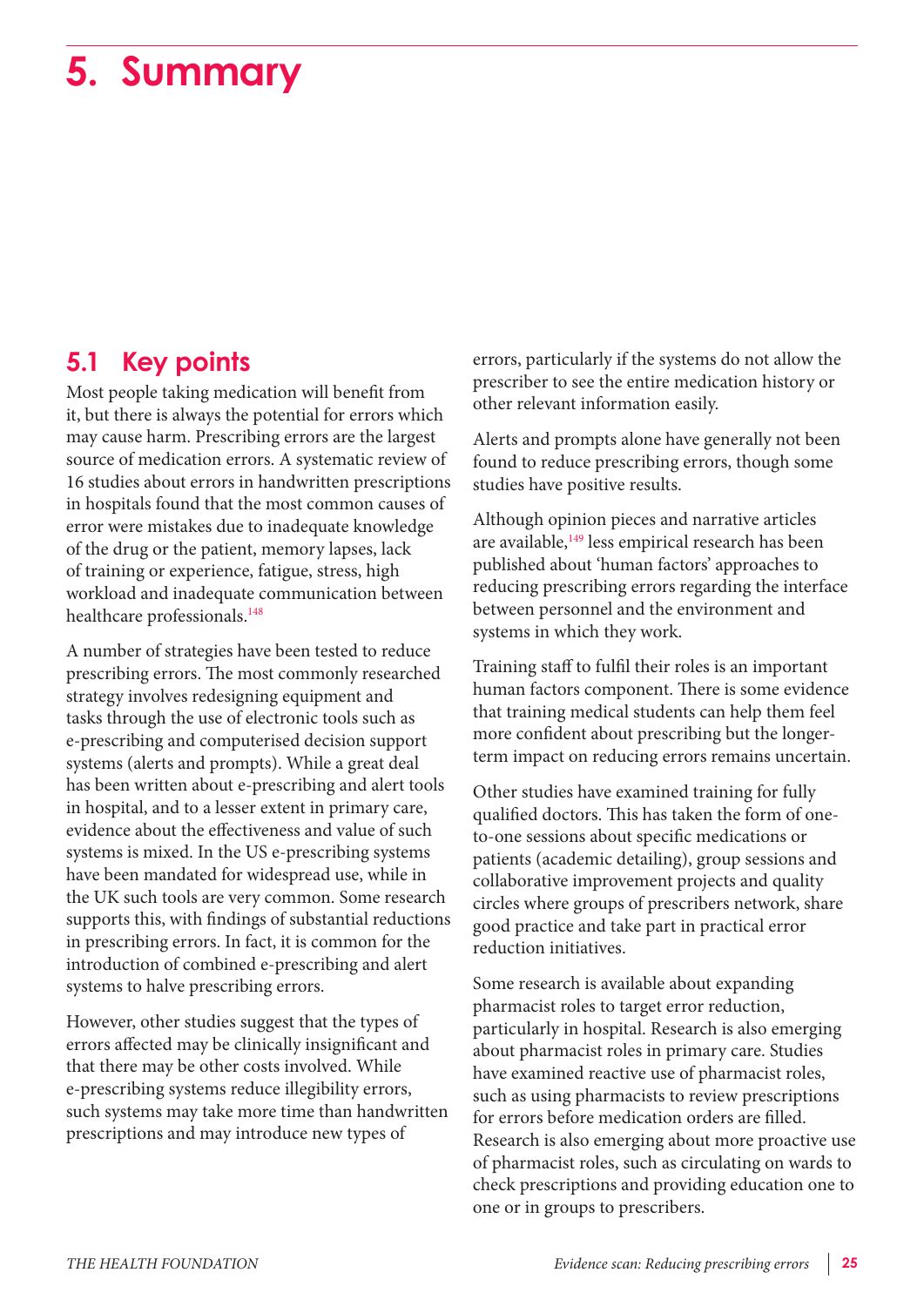# 5. Summary

## 5.1 Key points

Most people taking medication will benefit from it, but there is always the potential for errors which may cause harm. Prescribing errors are the largest source of medication errors. A systematic review of 16 studies about errors in handwritten prescriptions in hospitals found that the most common causes of error were mistakes due to inadequate knowledge of the drug or the patient, memory lapses, lack of training or experience, fatigue, stress, high workload and inadequate communication between healthcare professionals.[148]

A number of strategies have been tested to reduce prescribing errors. The most commonly researched strategy involves redesigning equipment and tasks through the use of electronic tools such as e-prescribing and computerised decision support systems (alerts and prompts). While a great deal has been written about e-prescribing and alert tools in hospital, and to a lesser extent in primary care, evidence about the effectiveness and value of such systems is mixed. In the US e-prescribing systems have been mandated for widespread use, while in the UK such tools are very common. Some research supports this, with findings of substantial reductions in prescribing errors. In fact, it is common for the introduction of combined e-prescribing and alert systems to halve prescribing errors.

However, other studies suggest that the types of errors affected may be clinically insignificant and that there may be other costs involved. While e-prescribing systems reduce illegibility errors, such systems may take more time than handwritten prescriptions and may introduce new types of errors, particularly if the systems do not allow the prescriber to see the entire medication history or other relevant information easily.

Alerts and prompts alone have generally not been found to reduce prescribing errors, though some studies have positive results.

Although opinion pieces and narrative articles are available,[149] less empirical research has been published about 'human factors' approaches to reducing prescribing errors regarding the interface between personnel and the environment and systems in which they work.

Training staff to fulfil their roles is an important human factors component. There is some evidence that training medical students can help them feel more confident about prescribing but the longer-term impact on reducing errors remains uncertain.

Other studies have examined training for fully qualified doctors. This has taken the form of one-to-one sessions about specific medications or patients (academic detailing), group sessions and collaborative improvement projects and quality circles where groups of prescribers network, share good practice and take part in practical error reduction initiatives.

Some research is available about expanding pharmacist roles to target error reduction, particularly in hospital. Research is also emerging about pharmacist roles in primary care. Studies have examined reactive use of pharmacist roles, such as using pharmacists to review prescriptions for errors before medication orders are filled. Research is also emerging about more proactive use of pharmacist roles, such as circulating on wards to check prescriptions and providing education one to one or in groups to prescribers.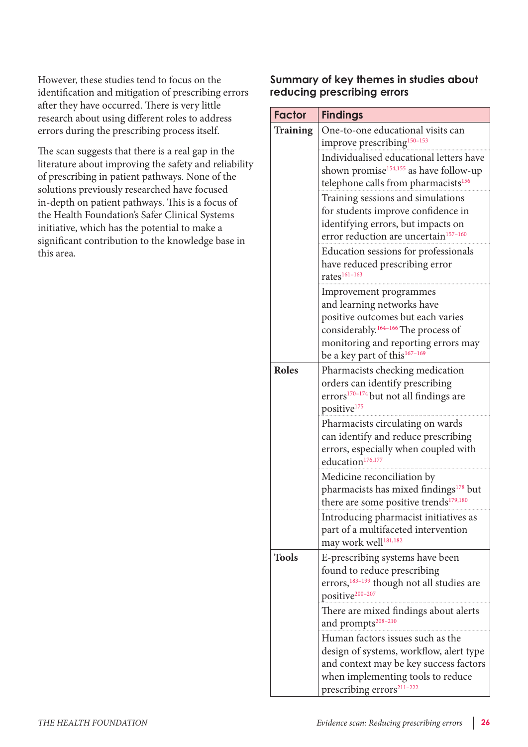However, these studies tend to focus on the identification and mitigation of prescribing errors after they have occurred. There is very little research about using different roles to address errors during the prescribing process itself.

The scan suggests that there is a real gap in the literature about improving the safety and reliability of prescribing in patient pathways. None of the solutions previously researched have focused in-depth on patient pathways. This is a focus of the Health Foundation's Safer Clinical Systems initiative, which has the potential to make a significant contribution to the knowledge base in this area.

### Summary of key themes in studies about reducing prescribing errors

| Factor | Findings |
|---|---|
| **Training** | One-to-one educational visits can improve prescribing[150–153] |
| | Individualised educational letters have shown promise[154,155] as have follow-up telephone calls from pharmacists[156] |
| | Training sessions and simulations for students improve confidence in identifying errors, but impacts on error reduction are uncertain[157–160] |
| | Education sessions for professionals have reduced prescribing error rates[161–163] |
| | Improvement programmes and learning networks have positive outcomes but each varies considerably.[164–166] The process of monitoring and reporting errors may be a key part of this[167–169] |
| **Roles** | Pharmacists checking medication orders can identify prescribing errors[170–174] but not all findings are positive[175] |
| | Pharmacists circulating on wards can identify and reduce prescribing errors, especially when coupled with education[176,177] |
| | Medicine reconciliation by pharmacists has mixed findings[178] but there are some positive trends[179,180] |
| | Introducing pharmacist initiatives as part of a multifaceted intervention may work well[181,182] |
| **Tools** | E-prescribing systems have been found to reduce prescribing errors,[183–199] though not all studies are positive[200–207] |
| | There are mixed findings about alerts and prompts[208–210] |
| | Human factors issues such as the design of systems, workflow, alert type and context may be key success factors when implementing tools to reduce prescribing errors[211–222] |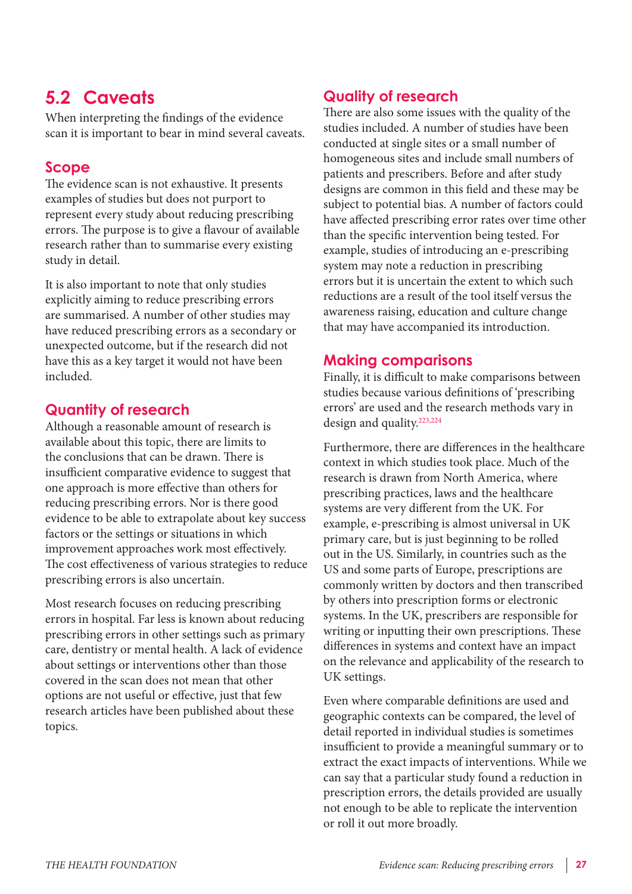## 5.2 Caveats

When interpreting the findings of the evidence scan it is important to bear in mind several caveats.

### Scope

The evidence scan is not exhaustive. It presents examples of studies but does not purport to represent every study about reducing prescribing errors. The purpose is to give a flavour of available research rather than to summarise every existing study in detail.

It is also important to note that only studies explicitly aiming to reduce prescribing errors are summarised. A number of other studies may have reduced prescribing errors as a secondary or unexpected outcome, but if the research did not have this as a key target it would not have been included.

### Quantity of research

Although a reasonable amount of research is available about this topic, there are limits to the conclusions that can be drawn. There is insufficient comparative evidence to suggest that one approach is more effective than others for reducing prescribing errors. Nor is there good evidence to be able to extrapolate about key success factors or the settings or situations in which improvement approaches work most effectively. The cost effectiveness of various strategies to reduce prescribing errors is also uncertain.

Most research focuses on reducing prescribing errors in hospital. Far less is known about reducing prescribing errors in other settings such as primary care, dentistry or mental health. A lack of evidence about settings or interventions other than those covered in the scan does not mean that other options are not useful or effective, just that few research articles have been published about these topics.

### Quality of research

There are also some issues with the quality of the studies included. A number of studies have been conducted at single sites or a small number of homogeneous sites and include small numbers of patients and prescribers. Before and after study designs are common in this field and these may be subject to potential bias. A number of factors could have affected prescribing error rates over time other than the specific intervention being tested. For example, studies of introducing an e-prescribing system may note a reduction in prescribing errors but it is uncertain the extent to which such reductions are a result of the tool itself versus the awareness raising, education and culture change that may have accompanied its introduction.

### Making comparisons

Finally, it is difficult to make comparisons between studies because various definitions of 'prescribing errors' are used and the research methods vary in design and quality.[223,224]

Furthermore, there are differences in the healthcare context in which studies took place. Much of the research is drawn from North America, where prescribing practices, laws and the healthcare systems are very different from the UK. For example, e-prescribing is almost universal in UK primary care, but is just beginning to be rolled out in the US. Similarly, in countries such as the US and some parts of Europe, prescriptions are commonly written by doctors and then transcribed by others into prescription forms or electronic systems. In the UK, prescribers are responsible for writing or inputting their own prescriptions. These differences in systems and context have an impact on the relevance and applicability of the research to UK settings.

Even where comparable definitions are used and geographic contexts can be compared, the level of detail reported in individual studies is sometimes insufficient to provide a meaningful summary or to extract the exact impacts of interventions. While we can say that a particular study found a reduction in prescription errors, the details provided are usually not enough to be able to replicate the intervention or roll it out more broadly.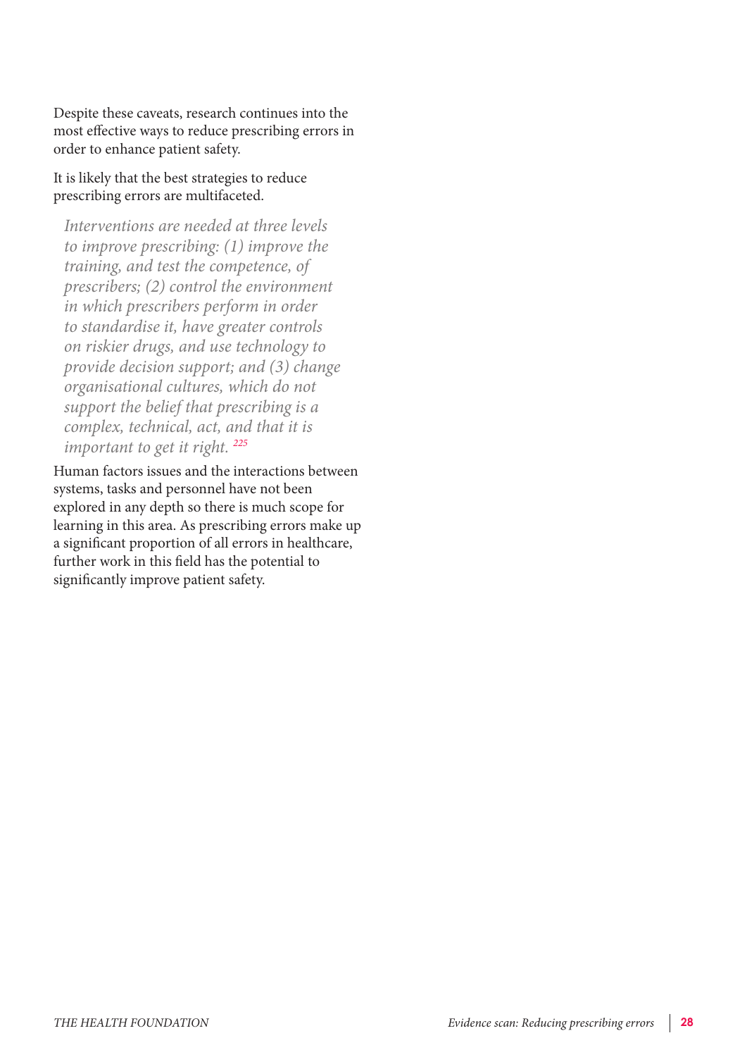Despite these caveats, research continues into the most effective ways to reduce prescribing errors in order to enhance patient safety.

It is likely that the best strategies to reduce prescribing errors are multifaceted.

> *Interventions are needed at three levels to improve prescribing: (1) improve the training, and test the competence, of prescribers; (2) control the environment in which prescribers perform in order to standardise it, have greater controls on riskier drugs, and use technology to provide decision support; and (3) change organisational cultures, which do not support the belief that prescribing is a complex, technical, act, and that it is important to get it right.* [225]

Human factors issues and the interactions between systems, tasks and personnel have not been explored in any depth so there is much scope for learning in this area. As prescribing errors make up a significant proportion of all errors in healthcare, further work in this field has the potential to significantly improve patient safety.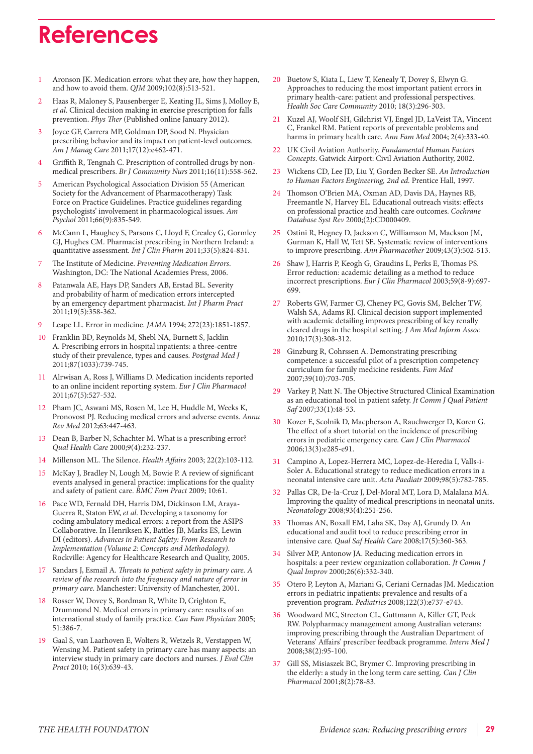# References

1. Aronson JK. Medication errors: what they are, how they happen, and how to avoid them. *QJM* 2009;102(8):513-521.
2. Haas R, Maloney S, Pausenberger E, Keating JL, Sims J, Molloy E, *et al.* Clinical decision making in exercise prescription for falls prevention. *Phys Ther* (Published online January 2012).
3. Joyce GF, Carrera MP, Goldman DP, Sood N. Physician prescribing behavior and its impact on patient-level outcomes. *Am J Manag Care* 2011;17(12):e462-471.
4. Griffith R, Tengnah C. Prescription of controlled drugs by non-medical prescribers. *Br J Community Nurs* 2011;16(11):558-562.
5. American Psychological Association Division 55 (American Society for the Advancement of Pharmacotherapy) Task Force on Practice Guidelines. Practice guidelines regarding psychologists' involvement in pharmacological issues. *Am Psychol* 2011;66(9):835-549.
6. McCann L, Haughey S, Parsons C, Lloyd F, Crealey G, Gormley GJ, Hughes CM. Pharmacist prescribing in Northern Ireland: a quantitative assessment. *Int J Clin Pharm* 2011;33(5):824-831.
7. The Institute of Medicine. *Preventing Medication Errors*. Washington, DC: The National Academies Press, 2006.
8. Patanwala AE, Hays DP, Sanders AB, Erstad BL. Severity and probability of harm of medication errors intercepted by an emergency department pharmacist. *Int J Pharm Pract* 2011;19(5):358-362.
9. Leape LL. Error in medicine. *JAMA* 1994; 272(23):1851-1857.
10. Franklin BD, Reynolds M, Shebl NA, Burnett S, Jacklin A. Prescribing errors in hospital inpatients: a three-centre study of their prevalence, types and causes. *Postgrad Med J* 2011;87(1033):739-745.
11. Alrwisan A, Ross J, Williams D. Medication incidents reported to an online incident reporting system. *Eur J Clin Pharmacol* 2011;67(5):527-532.
12. Pham JC, Aswani MS, Rosen M, Lee H, Huddle M, Weeks K, Pronovost PJ. Reducing medical errors and adverse events. *Annu Rev Med* 2012;63:447-463.
13. Dean B, Barber N, Schachter M. What is a prescribing error? *Qual Health Care* 2000;9(4):232-237.
14. Millenson ML. The Silence. *Health Affairs* 2003; 22(2):103-112.
15. McKay J, Bradley N, Lough M, Bowie P. A review of significant events analysed in general practice: implications for the quality and safety of patient care. *BMC Fam Pract* 2009; 10:61.
16. Pace WD, Fernald DH, Harris DM, Dickinson LM, Araya-Guerra R, Staton EW, *et al.* Developing a taxonomy for coding ambulatory medical errors: a report from the ASIPS Collaborative. In Henriksen K, Battles JB, Marks ES, Lewin DI (editors). *Advances in Patient Safety: From Research to Implementation (Volume 2: Concepts and Methodology).* Rockville: Agency for Healthcare Research and Quality, 2005.
17. Sandars J, Esmail A. *Threats to patient safety in primary care. A review of the research into the frequency and nature of error in primary care.* Manchester: University of Manchester, 2001.
18. Rosser W, Dovey S, Bordman R, White D, Crighton E, Drummond N. Medical errors in primary care: results of an international study of family practice. *Can Fam Physician* 2005; 51:386-7.
19. Gaal S, van Laarhoven E, Wolters R, Wetzels R, Verstappen W, Wensing M. Patient safety in primary care has many aspects: an interview study in primary care doctors and nurses. *J Eval Clin Pract* 2010; 16(3):639-43.
20. Buetow S, Kiata L, Liew T, Kenealy T, Dovey S, Elwyn G. Approaches to reducing the most important patient errors in primary health-care: patient and professional perspectives. *Health Soc Care Community* 2010; 18(3):296-303.
21. Kuzel AJ, Woolf SH, Gilchrist VJ, Engel JD, LaVeist TA, Vincent C, Frankel RM. Patient reports of preventable problems and harms in primary health care. *Ann Fam Med* 2004; 2(4):333-40.
22. UK Civil Aviation Authority. *Fundamental Human Factors Concepts*. Gatwick Airport: Civil Aviation Authority, 2002.
23. Wickens CD, Lee JD, Liu Y, Gorden Becker SE. *An Introduction to Human Factors Engineering, 2nd ed.* Prentice Hall, 1997.
24. Thomson O'Brien MA, Oxman AD, Davis DA, Haynes RB, Freemantle N, Harvey EL. Educational outreach visits: effects on professional practice and health care outcomes. *Cochrane Database Syst Rev* 2000;(2):CD000409.
25. Ostini R, Hegney D, Jackson C, Williamson M, Mackson JM, Gurman K, Hall W, Tett SE. Systematic review of interventions to improve prescribing. *Ann Pharmacother* 2009;43(3):502-513.
26. Shaw J, Harris P, Keogh G, Graudins L, Perks E, Thomas PS. Error reduction: academic detailing as a method to reduce incorrect prescriptions. *Eur J Clin Pharmacol* 2003;59(8-9):697-699.
27. Roberts GW, Farmer CJ, Cheney PC, Govis SM, Belcher TW, Walsh SA, Adams RJ. Clinical decision support implemented with academic detailing improves prescribing of key renally cleared drugs in the hospital setting. *J Am Med Inform Assoc* 2010;17(3):308-312.
28. Ginzburg R, Cohrssen A. Demonstrating prescribing competence: a successful pilot of a prescription competency curriculum for family medicine residents. *Fam Med* 2007;39(10):703-705.
29. Varkey P, Natt N. The Objective Structured Clinical Examination as an educational tool in patient safety. *Jt Comm J Qual Patient Saf* 2007;33(1):48-53.
30. Kozer E, Scolnik D, Macpherson A, Rauchwerger D, Koren G. The effect of a short tutorial on the incidence of prescribing errors in pediatric emergency care. *Can J Clin Pharmacol* 2006;13(3):e285-e91.
31. Campino A, Lopez-Herrera MC, Lopez-de-Heredia I, Valls-i-Soler A. Educational strategy to reduce medication errors in a neonatal intensive care unit. *Acta Paediatr* 2009;98(5):782-785.
32. Pallas CR, De-la-Cruz J, Del-Moral MT, Lora D, Malalana MA. Improving the quality of medical prescriptions in neonatal units. *Neonatology* 2008;93(4):251-256.
33. Thomas AN, Boxall EM, Laha SK, Day AJ, Grundy D. An educational and audit tool to reduce prescribing error in intensive care. *Qual Saf Health Care* 2008;17(5):360-363.
34. Silver MP, Antonow JA. Reducing medication errors in hospitals: a peer review organization collaboration. *Jt Comm J Qual Improv* 2000;26(6):332-340.
35. Otero P, Leyton A, Mariani G, Ceriani Cernadas JM. Medication errors in pediatric inpatients: prevalence and results of a prevention program. *Pediatrics* 2008;122(3):e737-e743.
36. Woodward MC, Streeton CL, Guttmann A, Killer GT, Peck RW. Polypharmacy management among Australian veterans: improving prescribing through the Australian Department of Veterans' Affairs' prescriber feedback programme. *Intern Med J* 2008;38(2):95-100.
37. Gill SS, Misiaszek BC, Brymer C. Improving prescribing in the elderly: a study in the long term care setting. *Can J Clin Pharmacol* 2001;8(2):78-83.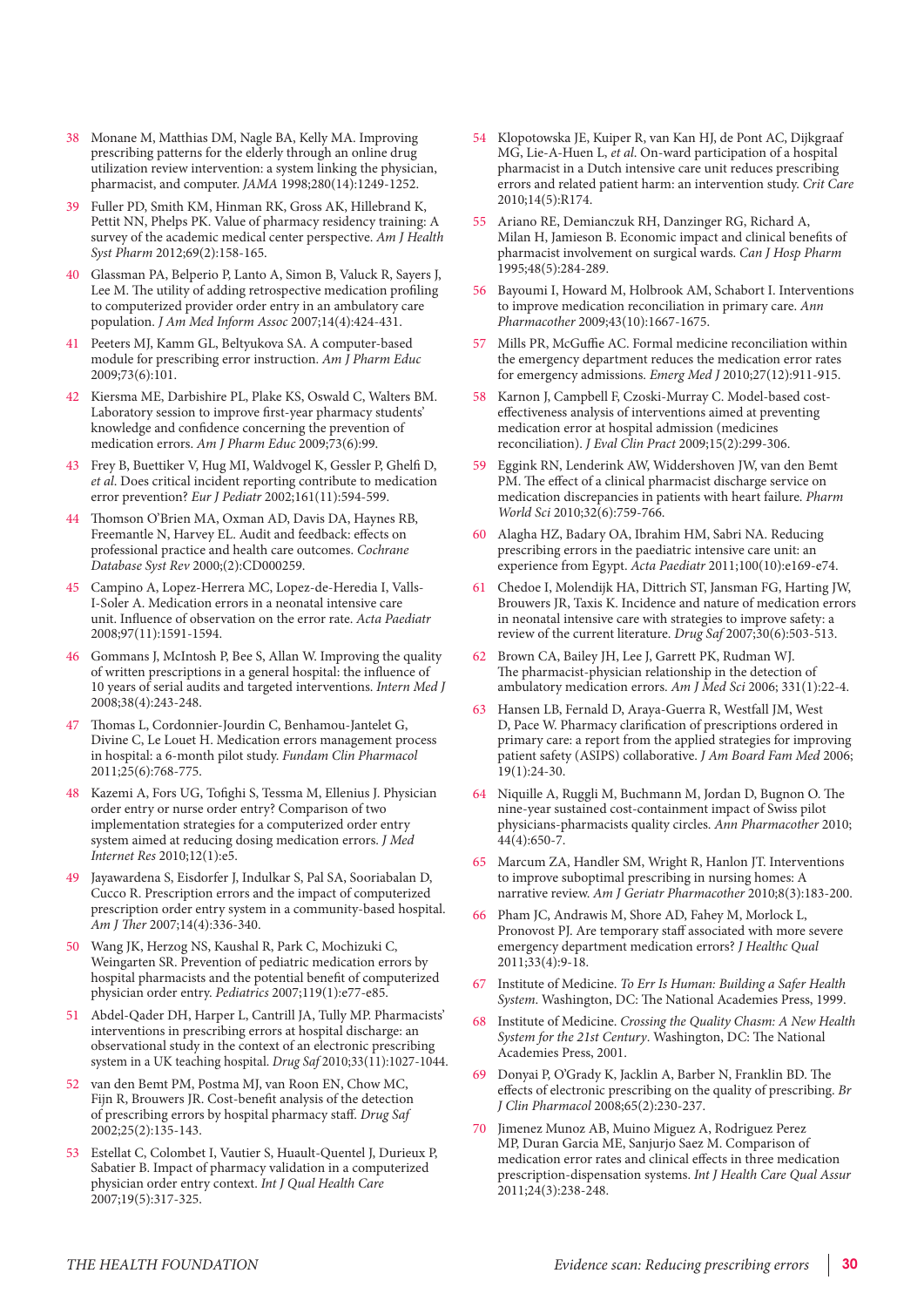38 Monane M, Matthias DM, Nagle BA, Kelly MA. Improving prescribing patterns for the elderly through an online drug utilization review intervention: a system linking the physician, pharmacist, and computer. *JAMA* 1998;280(14):1249-1252.

39 Fuller PD, Smith KM, Hinman RK, Gross AK, Hillebrand K, Pettit NN, Phelps PK. Value of pharmacy residency training: A survey of the academic medical center perspective. *Am J Health Syst Pharm* 2012;69(2):158-165.

40 Glassman PA, Belperio P, Lanto A, Simon B, Valuck R, Sayers J, Lee M. The utility of adding retrospective medication profiling to computerized provider order entry in an ambulatory care population. *J Am Med Inform Assoc* 2007;14(4):424-431.

41 Peeters MJ, Kamm GL, Beltyukova SA. A computer-based module for prescribing error instruction. *Am J Pharm Educ* 2009;73(6):101.

42 Kiersma ME, Darbishire PL, Plake KS, Oswald C, Walters BM. Laboratory session to improve first-year pharmacy students' knowledge and confidence concerning the prevention of medication errors. *Am J Pharm Educ* 2009;73(6):99.

43 Frey B, Buettiker V, Hug MI, Waldvogel K, Gessler P, Ghelfi D, *et al*. Does critical incident reporting contribute to medication error prevention? *Eur J Pediatr* 2002;161(11):594-599.

44 Thomson O'Brien MA, Oxman AD, Davis DA, Haynes RB, Freemantle N, Harvey EL. Audit and feedback: effects on professional practice and health care outcomes. *Cochrane Database Syst Rev* 2000;(2):CD000259.

45 Campino A, Lopez-Herrera MC, Lopez-de-Heredia I, Valls-I-Soler A. Medication errors in a neonatal intensive care unit. Influence of observation on the error rate. *Acta Paediatr* 2008;97(11):1591-1594.

46 Gommans J, McIntosh P, Bee S, Allan W. Improving the quality of written prescriptions in a general hospital: the influence of 10 years of serial audits and targeted interventions. *Intern Med J* 2008;38(4):243-248.

47 Thomas L, Cordonnier-Jourdin C, Benhamou-Jantelet G, Divine C, Le Louet H. Medication errors management process in hospital: a 6-month pilot study. *Fundam Clin Pharmacol* 2011;25(6):768-775.

48 Kazemi A, Fors UG, Tofighi S, Tessma M, Ellenius J. Physician order entry or nurse order entry? Comparison of two implementation strategies for a computerized order entry system aimed at reducing dosing medication errors. *J Med Internet Res* 2010;12(1):e5.

49 Jayawardena S, Eisdorfer J, Indulkar S, Pal SA, Sooriabalan D, Cucco R. Prescription errors and the impact of computerized prescription order entry system in a community-based hospital. *Am J Ther* 2007;14(4):336-340.

50 Wang JK, Herzog NS, Kaushal R, Park C, Mochizuki C, Weingarten SR. Prevention of pediatric medication errors by hospital pharmacists and the potential benefit of computerized physician order entry. *Pediatrics* 2007;119(1):e77-e85.

51 Abdel-Qader DH, Harper L, Cantrill JA, Tully MP. Pharmacists' interventions in prescribing errors at hospital discharge: an observational study in the context of an electronic prescribing system in a UK teaching hospital. *Drug Saf* 2010;33(11):1027-1044.

52 van den Bemt PM, Postma MJ, van Roon EN, Chow MC, Fijn R, Brouwers JR. Cost-benefit analysis of the detection of prescribing errors by hospital pharmacy staff. *Drug Saf* 2002;25(2):135-143.

53 Estellat C, Colombet I, Vautier S, Huault-Quentel J, Durieux P, Sabatier B. Impact of pharmacy validation in a computerized physician order entry context. *Int J Qual Health Care* 2007;19(5):317-325.

54 Klopotowska JE, Kuiper R, van Kan HJ, de Pont AC, Dijkgraaf MG, Lie-A-Huen L, *et al*. On-ward participation of a hospital pharmacist in a Dutch intensive care unit reduces prescribing errors and related patient harm: an intervention study. *Crit Care* 2010;14(5):R174.

55 Ariano RE, Demianczuk RH, Danzinger RG, Richard A, Milan H, Jamieson B. Economic impact and clinical benefits of pharmacist involvement on surgical wards. *Can J Hosp Pharm* 1995;48(5):284-289.

56 Bayoumi I, Howard M, Holbrook AM, Schabort I. Interventions to improve medication reconciliation in primary care. *Ann Pharmacother* 2009;43(10):1667-1675.

57 Mills PR, McGuffie AC. Formal medicine reconciliation within the emergency department reduces the medication error rates for emergency admissions. *Emerg Med J* 2010;27(12):911-915.

58 Karnon J, Campbell F, Czoski-Murray C. Model-based cost-effectiveness analysis of interventions aimed at preventing medication error at hospital admission (medicines reconciliation). *J Eval Clin Pract* 2009;15(2):299-306.

59 Eggink RN, Lenderink AW, Widdershoven JW, van den Bemt PM. The effect of a clinical pharmacist discharge service on medication discrepancies in patients with heart failure. *Pharm World Sci* 2010;32(6):759-766.

60 Alagha HZ, Badary OA, Ibrahim HM, Sabri NA. Reducing prescribing errors in the paediatric intensive care unit: an experience from Egypt. *Acta Paediatr* 2011;100(10):e169-e74.

61 Chedoe I, Molendijk HA, Dittrich ST, Jansman FG, Harting JW, Brouwers JR, Taxis K. Incidence and nature of medication errors in neonatal intensive care with strategies to improve safety: a review of the current literature. *Drug Saf* 2007;30(6):503-513.

62 Brown CA, Bailey JH, Lee J, Garrett PK, Rudman WJ. The pharmacist-physician relationship in the detection of ambulatory medication errors. *Am J Med Sci* 2006; 331(1):22-4.

63 Hansen LB, Fernald D, Araya-Guerra R, Westfall JM, West D, Pace W. Pharmacy clarification of prescriptions ordered in primary care: a report from the applied strategies for improving patient safety (ASIPS) collaborative. *J Am Board Fam Med* 2006; 19(1):24-30.

64 Niquille A, Ruggli M, Buchmann M, Jordan D, Bugnon O. The nine-year sustained cost-containment impact of Swiss pilot physicians-pharmacists quality circles. *Ann Pharmacother* 2010; 44(4):650-7.

65 Marcum ZA, Handler SM, Wright R, Hanlon JT. Interventions to improve suboptimal prescribing in nursing homes: A narrative review. *Am J Geriatr Pharmacother* 2010;8(3):183-200.

66 Pham JC, Andrawis M, Shore AD, Fahey M, Morlock L, Pronovost PJ. Are temporary staff associated with more severe emergency department medication errors? *J Healthc Qual* 2011;33(4):9-18.

67 Institute of Medicine. *To Err Is Human: Building a Safer Health System*. Washington, DC: The National Academies Press, 1999.

68 Institute of Medicine. *Crossing the Quality Chasm: A New Health System for the 21st Century*. Washington, DC: The National Academies Press, 2001.

69 Donyai P, O'Grady K, Jacklin A, Barber N, Franklin BD. The effects of electronic prescribing on the quality of prescribing. *Br J Clin Pharmacol* 2008;65(2):230-237.

70 Jimenez Munoz AB, Muino Miguez A, Rodriguez Perez MP, Duran Garcia ME, Sanjurjo Saez M. Comparison of medication error rates and clinical effects in three medication prescription-dispensation systems. *Int J Health Care Qual Assur* 2011;24(3):238-248.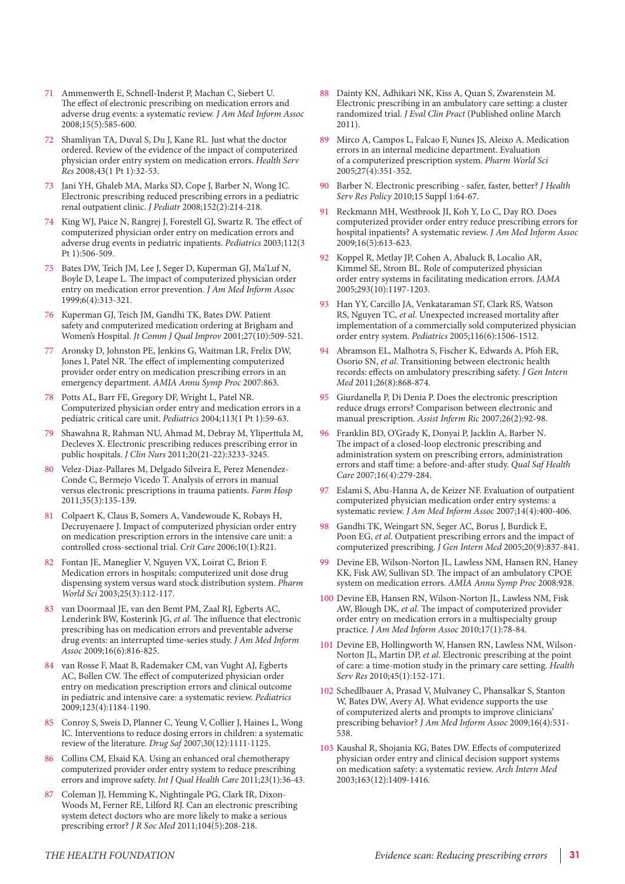71 Ammenwerth E, Schnell-Inderst P, Machan C, Siebert U. The effect of electronic prescribing on medication errors and adverse drug events: a systematic review. *J Am Med Inform Assoc* 2008;15(5):585-600.

72 Shamliyan TA, Duval S, Du J, Kane RL. Just what the doctor ordered. Review of the evidence of the impact of computerized physician order entry system on medication errors. *Health Serv Res* 2008;43(1 Pt 1):32-53.

73 Jani YH, Ghaleb MA, Marks SD, Cope J, Barber N, Wong IC. Electronic prescribing reduced prescribing errors in a pediatric renal outpatient clinic. *J Pediatr* 2008;152(2):214-218.

74 King WJ, Paice N, Rangrej J, Forestell GJ, Swartz R. The effect of computerized physician order entry on medication errors and adverse drug events in pediatric inpatients. *Pediatrics* 2003;112(3 Pt 1):506-509.

75 Bates DW, Teich JM, Lee J, Seger D, Kuperman GJ, Ma'Luf N, Boyle D, Leape L. The impact of computerized physician order entry on medication error prevention. *J Am Med Inform Assoc* 1999;6(4):313-321.

76 Kuperman GJ, Teich JM, Gandhi TK, Bates DW. Patient safety and computerized medication ordering at Brigham and Women's Hospital. *Jt Comm J Qual Improv* 2001;27(10):509-521.

77 Aronsky D, Johnston PE, Jenkins G, Waitman LR, Frelix DW, Jones I, Patel NR. The effect of implementing computerized provider order entry on medication prescribing errors in an emergency department. *AMIA Annu Symp Proc* 2007:863.

78 Potts AL, Barr FE, Gregory DF, Wright L, Patel NR. Computerized physician order entry and medication errors in a pediatric critical care unit. *Pediatrics* 2004;113(1 Pt 1):59-63.

79 Shawahna R, Rahman NU, Ahmad M, Debray M, Yliperttula M, Decleves X. Electronic prescribing reduces prescribing error in public hospitals. *J Clin Nurs* 2011;20(21-22):3233-3245.

80 Velez-Diaz-Pallares M, Delgado Silveira E, Perez Menendez-Conde C, Bermejo Vicedo T. Analysis of errors in manual versus electronic prescriptions in trauma patients. *Farm Hosp* 2011;35(3):135-139.

81 Colpaert K, Claus B, Somers A, Vandewoude K, Robays H, Decruyenaere J. Impact of computerized physician order entry on medication prescription errors in the intensive care unit: a controlled cross-sectional trial. *Crit Care* 2006;10(1):R21.

82 Fontan JE, Maneglier V, Nguyen VX, Loirat C, Brion F. Medication errors in hospitals: computerized unit dose drug dispensing system versus ward stock distribution system. *Pharm World Sci* 2003;25(3):112-117.

83 van Doormaal JE, van den Bemt PM, Zaal RJ, Egberts AC, Lenderink BW, Kosterink JG, *et al*. The influence that electronic prescribing has on medication errors and preventable adverse drug events: an interrupted time-series study. *J Am Med Inform Assoc* 2009;16(6):816-825.

84 van Rosse F, Maat B, Rademaker CM, van Vught AJ, Egberts AC, Bollen CW. The effect of computerized physician order entry on medication prescription errors and clinical outcome in pediatric and intensive care: a systematic review. *Pediatrics* 2009;123(4):1184-1190.

85 Conroy S, Sweis D, Planner C, Yeung V, Collier J, Haines L, Wong IC. Interventions to reduce dosing errors in children: a systematic review of the literature. *Drug Saf* 2007;30(12):1111-1125.

86 Collins CM, Elsaid KA. Using an enhanced oral chemotherapy computerized provider order entry system to reduce prescribing errors and improve safety. *Int J Qual Health Care* 2011;23(1):36-43.

87 Coleman JJ, Hemming K, Nightingale PG, Clark IR, Dixon-Woods M, Ferner RE, Lilford RJ. Can an electronic prescribing system detect doctors who are more likely to make a serious prescribing error? *J R Soc Med* 2011;104(5):208-218.

88 Dainty KN, Adhikari NK, Kiss A, Quan S, Zwarenstein M. Electronic prescribing in an ambulatory care setting: a cluster randomized trial. *J Eval Clin Pract* (Published online March 2011).

89 Mirco A, Campos L, Falcao F, Nunes JS, Aleixo A. Medication errors in an internal medicine department. Evaluation of a computerized prescription system. *Pharm World Sci* 2005;27(4):351-352.

90 Barber N. Electronic prescribing - safer, faster, better? *J Health Serv Res Policy* 2010;15 Suppl 1:64-67.

91 Reckmann MH, Westbrook JI, Koh Y, Lo C, Day RO. Does computerized provider order entry reduce prescribing errors for hospital inpatients? A systematic review. *J Am Med Inform Assoc* 2009;16(5):613-623.

92 Koppel R, Metlay JP, Cohen A, Abaluck B, Localio AR, Kimmel SE, Strom BL. Role of computerized physician order entry systems in facilitating medication errors. *JAMA* 2005;293(10):1197-1203.

93 Han YY, Carcillo JA, Venkataraman ST, Clark RS, Watson RS, Nguyen TC, *et al*. Unexpected increased mortality after implementation of a commercially sold computerized physician order entry system. *Pediatrics* 2005;116(6):1506-1512.

94 Abramson EL, Malhotra S, Fischer K, Edwards A, Pfoh ER, Osorio SN, *et al*. Transitioning between electronic health records: effects on ambulatory prescribing safety. *J Gen Intern Med* 2011;26(8):868-874.

95 Giurdanella P, Di Denia P. Does the electronic prescription reduce drugs errors? Comparison between electronic and manual prescription. *Assist Inferm Ric* 2007;26(2):92-98.

96 Franklin BD, O'Grady K, Donyai P, Jacklin A, Barber N. The impact of a closed-loop electronic prescribing and administration system on prescribing errors, administration errors and staff time: a before-and-after study. *Qual Saf Health Care* 2007;16(4):279-284.

97 Eslami S, Abu-Hanna A, de Keizer NF. Evaluation of outpatient computerized physician medication order entry systems: a systematic review. *J Am Med Inform Assoc* 2007;14(4):400-406.

98 Gandhi TK, Weingart SN, Seger AC, Borus J, Burdick E, Poon EG, *et al*. Outpatient prescribing errors and the impact of computerized prescribing. *J Gen Intern Med* 2005;20(9):837-841.

99 Devine EB, Wilson-Norton JL, Lawless NM, Hansen RN, Haney KK, Fisk AW, Sullivan SD. The impact of an ambulatory CPOE system on medication errors. *AMIA Annu Symp Proc* 2008:928.

100 Devine EB, Hansen RN, Wilson-Norton JL, Lawless NM, Fisk AW, Blough DK, *et al*. The impact of computerized provider order entry on medication errors in a multispecialty group practice. *J Am Med Inform Assoc* 2010;17(1):78-84.

101 Devine EB, Hollingworth W, Hansen RN, Lawless NM, Wilson-Norton JL, Martin DP, *et al*. Electronic prescribing at the point of care: a time-motion study in the primary care setting. *Health Serv Res* 2010;45(1):152-171.

102 Schedlbauer A, Prasad V, Mulvaney C, Phansalkar S, Stanton W, Bates DW, Avery AJ. What evidence supports the use of computerized alerts and prompts to improve clinicians' prescribing behavior? *J Am Med Inform Assoc* 2009;16(4):531-538.

103 Kaushal R, Shojania KG, Bates DW. Effects of computerized physician order entry and clinical decision support systems on medication safety: a systematic review. *Arch Intern Med* 2003;163(12):1409-1416.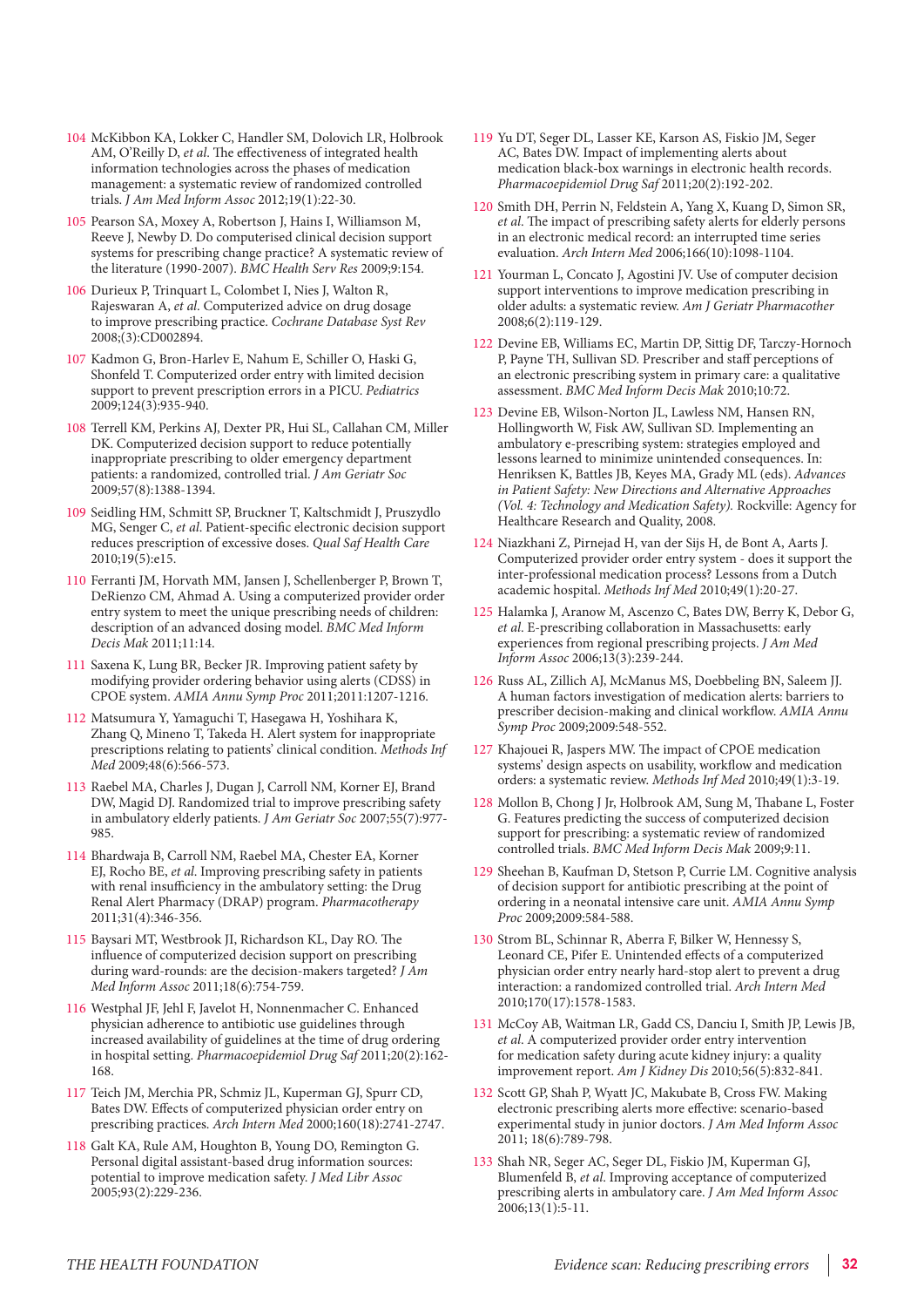104 McKibbon KA, Lokker C, Handler SM, Dolovich LR, Holbrook AM, O'Reilly D, *et al*. The effectiveness of integrated health information technologies across the phases of medication management: a systematic review of randomized controlled trials. *J Am Med Inform Assoc* 2012;19(1):22-30.

105 Pearson SA, Moxey A, Robertson J, Hains I, Williamson M, Reeve J, Newby D. Do computerised clinical decision support systems for prescribing change practice? A systematic review of the literature (1990-2007). *BMC Health Serv Res* 2009;9:154.

106 Durieux P, Trinquart L, Colombet I, Nies J, Walton R, Rajeswaran A, *et al*. Computerized advice on drug dosage to improve prescribing practice. *Cochrane Database Syst Rev* 2008;(3):CD002894.

107 Kadmon G, Bron-Harlev E, Nahum E, Schiller O, Haski G, Shonfeld T. Computerized order entry with limited decision support to prevent prescription errors in a PICU. *Pediatrics* 2009;124(3):935-940.

108 Terrell KM, Perkins AJ, Dexter PR, Hui SL, Callahan CM, Miller DK. Computerized decision support to reduce potentially inappropriate prescribing to older emergency department patients: a randomized, controlled trial. *J Am Geriatr Soc* 2009;57(8):1388-1394.

109 Seidling HM, Schmitt SP, Bruckner T, Kaltschmidt J, Pruszydlo MG, Senger C, *et al*. Patient-specific electronic decision support reduces prescription of excessive doses. *Qual Saf Health Care* 2010;19(5):e15.

110 Ferranti JM, Horvath MM, Jansen J, Schellenberger P, Brown T, DeRienzo CM, Ahmad A. Using a computerized provider order entry system to meet the unique prescribing needs of children: description of an advanced dosing model. *BMC Med Inform Decis Mak* 2011;11:14.

111 Saxena K, Lung BR, Becker JR. Improving patient safety by modifying provider ordering behavior using alerts (CDSS) in CPOE system. *AMIA Annu Symp Proc* 2011;2011:1207-1216.

112 Matsumura Y, Yamaguchi T, Hasegawa H, Yoshihara K, Zhang Q, Mineno T, Takeda H. Alert system for inappropriate prescriptions relating to patients' clinical condition. *Methods Inf Med* 2009;48(6):566-573.

113 Raebel MA, Charles J, Dugan J, Carroll NM, Korner EJ, Brand DW, Magid DJ. Randomized trial to improve prescribing safety in ambulatory elderly patients. *J Am Geriatr Soc* 2007;55(7):977-985.

114 Bhardwaja B, Carroll NM, Raebel MA, Chester EA, Korner EJ, Rocho BE, *et al*. Improving prescribing safety in patients with renal insufficiency in the ambulatory setting: the Drug Renal Alert Pharmacy (DRAP) program. *Pharmacotherapy* 2011;31(4):346-356.

115 Baysari MT, Westbrook JI, Richardson KL, Day RO. The influence of computerized decision support on prescribing during ward-rounds: are the decision-makers targeted? *J Am Med Inform Assoc* 2011;18(6):754-759.

116 Westphal JF, Jehl F, Javelot H, Nonnenmacher C. Enhanced physician adherence to antibiotic use guidelines through increased availability of guidelines at the time of drug ordering in hospital setting. *Pharmacoepidemiol Drug Saf* 2011;20(2):162-168.

117 Teich JM, Merchia PR, Schmiz JL, Kuperman GJ, Spurr CD, Bates DW. Effects of computerized physician order entry on prescribing practices. *Arch Intern Med* 2000;160(18):2741-2747.

118 Galt KA, Rule AM, Houghton B, Young DO, Remington G. Personal digital assistant-based drug information sources: potential to improve medication safety. *J Med Libr Assoc* 2005;93(2):229-236.

119 Yu DT, Seger DL, Lasser KE, Karson AS, Fiskio JM, Seger AC, Bates DW. Impact of implementing alerts about medication black-box warnings in electronic health records. *Pharmacoepidemiol Drug Saf* 2011;20(2):192-202.

120 Smith DH, Perrin N, Feldstein A, Yang X, Kuang D, Simon SR, *et al*. The impact of prescribing safety alerts for elderly persons in an electronic medical record: an interrupted time series evaluation. *Arch Intern Med* 2006;166(10):1098-1104.

121 Yourman L, Concato J, Agostini JV. Use of computer decision support interventions to improve medication prescribing in older adults: a systematic review. *Am J Geriatr Pharmacother* 2008;6(2):119-129.

122 Devine EB, Williams EC, Martin DP, Sittig DF, Tarczy-Hornoch P, Payne TH, Sullivan SD. Prescriber and staff perceptions of an electronic prescribing system in primary care: a qualitative assessment. *BMC Med Inform Decis Mak* 2010;10:72.

123 Devine EB, Wilson-Norton JL, Lawless NM, Hansen RN, Hollingworth W, Fisk AW, Sullivan SD. Implementing an ambulatory e-prescribing system: strategies employed and lessons learned to minimize unintended consequences. In: Henriksen K, Battles JB, Keyes MA, Grady ML (eds). *Advances in Patient Safety: New Directions and Alternative Approaches (Vol. 4: Technology and Medication Safety).* Rockville: Agency for Healthcare Research and Quality, 2008.

124 Niazkhani Z, Pirnejad H, van der Sijs H, de Bont A, Aarts J. Computerized provider order entry system - does it support the inter-professional medication process? Lessons from a Dutch academic hospital. *Methods Inf Med* 2010;49(1):20-27.

125 Halamka J, Aranow M, Ascenzo C, Bates DW, Berry K, Debor G, *et al*. E-prescribing collaboration in Massachusetts: early experiences from regional prescribing projects. *J Am Med Inform Assoc* 2006;13(3):239-244.

126 Russ AL, Zillich AJ, McManus MS, Doebbeling BN, Saleem JJ. A human factors investigation of medication alerts: barriers to prescriber decision-making and clinical workflow. *AMIA Annu Symp Proc* 2009;2009:548-552.

127 Khajouei R, Jaspers MW. The impact of CPOE medication systems' design aspects on usability, workflow and medication orders: a systematic review. *Methods Inf Med* 2010;49(1):3-19.

128 Mollon B, Chong J Jr, Holbrook AM, Sung M, Thabane L, Foster G. Features predicting the success of computerized decision support for prescribing: a systematic review of randomized controlled trials. *BMC Med Inform Decis Mak* 2009;9:11.

129 Sheehan B, Kaufman D, Stetson P, Currie LM. Cognitive analysis of decision support for antibiotic prescribing at the point of ordering in a neonatal intensive care unit. *AMIA Annu Symp Proc* 2009;2009:584-588.

130 Strom BL, Schinnar R, Aberra F, Bilker W, Hennessy S, Leonard CE, Pifer E. Unintended effects of a computerized physician order entry nearly hard-stop alert to prevent a drug interaction: a randomized controlled trial. *Arch Intern Med* 2010;170(17):1578-1583.

131 McCoy AB, Waitman LR, Gadd CS, Danciu I, Smith JP, Lewis JB, *et al*. A computerized provider order entry intervention for medication safety during acute kidney injury: a quality improvement report. *Am J Kidney Dis* 2010;56(5):832-841.

132 Scott GP, Shah P, Wyatt JC, Makubate B, Cross FW. Making electronic prescribing alerts more effective: scenario-based experimental study in junior doctors. *J Am Med Inform Assoc* 2011; 18(6):789-798.

133 Shah NR, Seger AC, Seger DL, Fiskio JM, Kuperman GJ, Blumenfeld B, *et al*. Improving acceptance of computerized prescribing alerts in ambulatory care. *J Am Med Inform Assoc* 2006;13(1):5-11.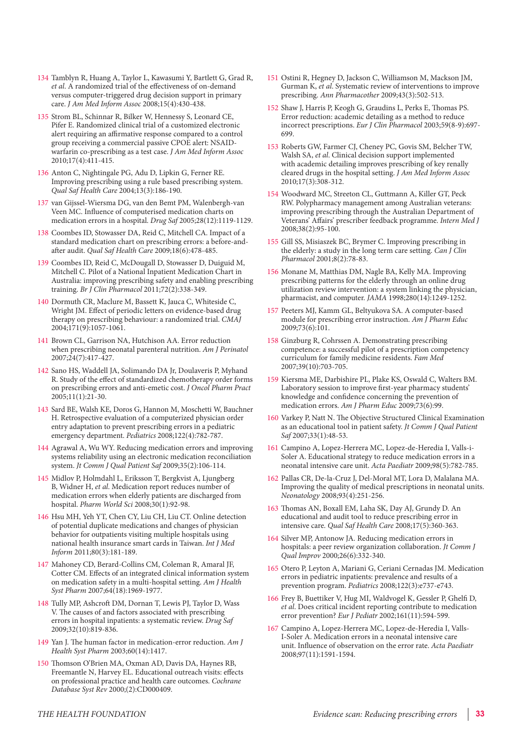134 Tamblyn R, Huang A, Taylor L, Kawasumi Y, Bartlett G, Grad R, *et al*. A randomized trial of the effectiveness of on-demand versus computer-triggered drug decision support in primary care. *J Am Med Inform Assoc* 2008;15(4):430-438.

135 Strom BL, Schinnar R, Bilker W, Hennessy S, Leonard CE, Pifer E. Randomized clinical trial of a customized electronic alert requiring an affirmative response compared to a control group receiving a commercial passive CPOE alert: NSAID-warfarin co-prescribing as a test case. *J Am Med Inform Assoc* 2010;17(4):411-415.

136 Anton C, Nightingale PG, Adu D, Lipkin G, Ferner RE. Improving prescribing using a rule based prescribing system. *Qual Saf Health Care* 2004;13(3):186-190.

137 van Gijssel-Wiersma DG, van den Bemt PM, Walenbergh-van Veen MC. Influence of computerised medication charts on medication errors in a hospital. *Drug Saf* 2005;28(12):1119-1129.

138 Coombes ID, Stowasser DA, Reid C, Mitchell CA. Impact of a standard medication chart on prescribing errors: a before-and-after audit. *Qual Saf Health Care* 2009;18(6):478-485.

139 Coombes ID, Reid C, McDougall D, Stowasser D, Duiguid M, Mitchell C. Pilot of a National Inpatient Medication Chart in Australia: improving prescribing safety and enabling prescribing training. *Br J Clin Pharmacol* 2011;72(2):338-349.

140 Dormuth CR, Maclure M, Bassett K, Jauca C, Whiteside C, Wright JM. Effect of periodic letters on evidence-based drug therapy on prescribing behaviour: a randomized trial. *CMAJ* 2004;171(9):1057-1061.

141 Brown CL, Garrison NA, Hutchison AA. Error reduction when prescribing neonatal parenteral nutrition. *Am J Perinatol* 2007;24(7):417-427.

142 Sano HS, Waddell JA, Solimando DA Jr, Doulaveris P, Myhand R. Study of the effect of standardized chemotherapy order forms on prescribing errors and anti-emetic cost. *J Oncol Pharm Pract* 2005;11(1):21-30.

143 Sard BE, Walsh KE, Doros G, Hannon M, Moschetti W, Bauchner H. Retrospective evaluation of a computerized physician order entry adaptation to prevent prescribing errors in a pediatric emergency department. *Pediatrics* 2008;122(4):782-787.

144 Agrawal A, Wu WY. Reducing medication errors and improving systems reliability using an electronic medication reconciliation system. *Jt Comm J Qual Patient Saf* 2009;35(2):106-114.

145 Midlov P, Holmdahl L, Eriksson T, Bergkvist A, Ljungberg B, Widner H, *et al*. Medication report reduces number of medication errors when elderly patients are discharged from hospital. *Pharm World Sci* 2008;30(1):92-98.

146 Hsu MH, Yeh YT, Chen CY, Liu CH, Liu CT. Online detection of potential duplicate medications and changes of physician behavior for outpatients visiting multiple hospitals using national health insurance smart cards in Taiwan. *Int J Med Inform* 2011;80(3):181-189.

147 Mahoney CD, Berard-Collins CM, Coleman R, Amaral JF, Cotter CM. Effects of an integrated clinical information system on medication safety in a multi-hospital setting. *Am J Health Syst Pharm* 2007;64(18):1969-1977.

148 Tully MP, Ashcroft DM, Dornan T, Lewis PJ, Taylor D, Wass V. The causes of and factors associated with prescribing errors in hospital inpatients: a systematic review. *Drug Saf* 2009;32(10):819-836.

149 Yan J. The human factor in medication-error reduction. *Am J Health Syst Pharm* 2003;60(14):1417.

150 Thomson O'Brien MA, Oxman AD, Davis DA, Haynes RB, Freemantle N, Harvey EL. Educational outreach visits: effects on professional practice and health care outcomes. *Cochrane Database Syst Rev* 2000;(2):CD000409.

151 Ostini R, Hegney D, Jackson C, Williamson M, Mackson JM, Gurman K, *et al*. Systematic review of interventions to improve prescribing. *Ann Pharmacother* 2009;43(3):502-513.

152 Shaw J, Harris P, Keogh G, Graudins L, Perks E, Thomas PS. Error reduction: academic detailing as a method to reduce incorrect prescriptions. *Eur J Clin Pharmacol* 2003;59(8-9):697-699.

153 Roberts GW, Farmer CJ, Cheney PC, Govis SM, Belcher TW, Walsh SA, *et al*. Clinical decision support implemented with academic detailing improves prescribing of key renally cleared drugs in the hospital setting. *J Am Med Inform Assoc* 2010;17(3):308-312.

154 Woodward MC, Streeton CL, Guttmann A, Killer GT, Peck RW. Polypharmacy management among Australian veterans: improving prescribing through the Australian Department of Veterans' Affairs' prescriber feedback programme. *Intern Med J* 2008;38(2):95-100.

155 Gill SS, Misiaszek BC, Brymer C. Improving prescribing in the elderly: a study in the long term care setting. *Can J Clin Pharmacol* 2001;8(2):78-83.

156 Monane M, Matthias DM, Nagle BA, Kelly MA. Improving prescribing patterns for the elderly through an online drug utilization review intervention: a system linking the physician, pharmacist, and computer. *JAMA* 1998;280(14):1249-1252.

157 Peeters MJ, Kamm GL, Beltyukova SA. A computer-based module for prescribing error instruction. *Am J Pharm Educ* 2009;73(6):101.

158 Ginzburg R, Cohrssen A. Demonstrating prescribing competence: a successful pilot of a prescription competency curriculum for family medicine residents. *Fam Med* 2007;39(10):703-705.

159 Kiersma ME, Darbishire PL, Plake KS, Oswald C, Walters BM. Laboratory session to improve first-year pharmacy students' knowledge and confidence concerning the prevention of medication errors. *Am J Pharm Educ* 2009;73(6):99.

160 Varkey P, Natt N. The Objective Structured Clinical Examination as an educational tool in patient safety. *Jt Comm J Qual Patient Saf* 2007;33(1):48-53.

161 Campino A, Lopez-Herrera MC, Lopez-de-Heredia I, Valls-i-Soler A. Educational strategy to reduce medication errors in a neonatal intensive care unit. *Acta Paediatr* 2009;98(5):782-785.

162 Pallas CR, De-la-Cruz J, Del-Moral MT, Lora D, Malalana MA. Improving the quality of medical prescriptions in neonatal units. *Neonatology* 2008;93(4):251-256.

163 Thomas AN, Boxall EM, Laha SK, Day AJ, Grundy D. An educational and audit tool to reduce prescribing error in intensive care. *Qual Saf Health Care* 2008;17(5):360-363.

164 Silver MP, Antonow JA. Reducing medication errors in hospitals: a peer review organization collaboration. *Jt Comm J Qual Improv* 2000;26(6):332-340.

165 Otero P, Leyton A, Mariani G, Ceriani Cernadas JM. Medication errors in pediatric inpatients: prevalence and results of a prevention program. *Pediatrics* 2008;122(3):e737-e743.

166 Frey B, Buettiker V, Hug MI, Waldvogel K, Gessler P, Ghelfi D, *et al*. Does critical incident reporting contribute to medication error prevention? *Eur J Pediatr* 2002;161(11):594-599.

167 Campino A, Lopez-Herrera MC, Lopez-de-Heredia I, Valls-I-Soler A. Medication errors in a neonatal intensive care unit. Influence of observation on the error rate. *Acta Paediatr* 2008;97(11):1591-1594.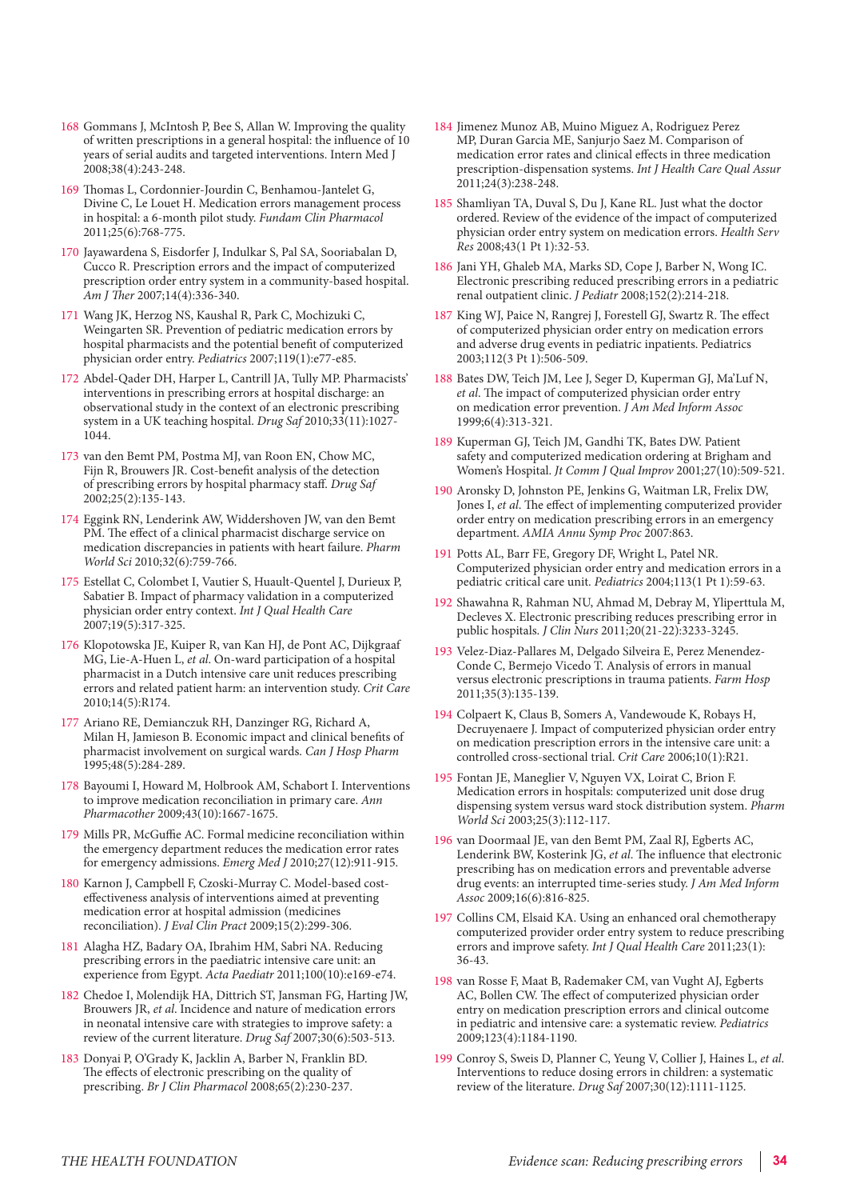168 Gommans J, McIntosh P, Bee S, Allan W. Improving the quality of written prescriptions in a general hospital: the influence of 10 years of serial audits and targeted interventions. Intern Med J 2008;38(4):243-248.

169 Thomas L, Cordonnier-Jourdin C, Benhamou-Jantelet G, Divine C, Le Louet H. Medication errors management process in hospital: a 6-month pilot study. *Fundam Clin Pharmacol* 2011;25(6):768-775.

170 Jayawardena S, Eisdorfer J, Indulkar S, Pal SA, Sooriabalan D, Cucco R. Prescription errors and the impact of computerized prescription order entry system in a community-based hospital. *Am J Ther* 2007;14(4):336-340.

171 Wang JK, Herzog NS, Kaushal R, Park C, Mochizuki C, Weingarten SR. Prevention of pediatric medication errors by hospital pharmacists and the potential benefit of computerized physician order entry. *Pediatrics* 2007;119(1):e77-e85.

172 Abdel-Qader DH, Harper L, Cantrill JA, Tully MP. Pharmacists' interventions in prescribing errors at hospital discharge: an observational study in the context of an electronic prescribing system in a UK teaching hospital. *Drug Saf* 2010;33(11):1027-1044.

173 van den Bemt PM, Postma MJ, van Roon EN, Chow MC, Fijn R, Brouwers JR. Cost-benefit analysis of the detection of prescribing errors by hospital pharmacy staff. *Drug Saf* 2002;25(2):135-143.

174 Eggink RN, Lenderink AW, Widdershoven JW, van den Bemt PM. The effect of a clinical pharmacist discharge service on medication discrepancies in patients with heart failure. *Pharm World Sci* 2010;32(6):759-766.

175 Estellat C, Colombet I, Vautier S, Huault-Quentel J, Durieux P, Sabatier B. Impact of pharmacy validation in a computerized physician order entry context. *Int J Qual Health Care* 2007;19(5):317-325.

176 Klopotowska JE, Kuiper R, van Kan HJ, de Pont AC, Dijkgraaf MG, Lie-A-Huen L, *et al*. On-ward participation of a hospital pharmacist in a Dutch intensive care unit reduces prescribing errors and related patient harm: an intervention study. *Crit Care* 2010;14(5):R174.

177 Ariano RE, Demianczuk RH, Danzinger RG, Richard A, Milan H, Jamieson B. Economic impact and clinical benefits of pharmacist involvement on surgical wards. *Can J Hosp Pharm* 1995;48(5):284-289.

178 Bayoumi I, Howard M, Holbrook AM, Schabort I. Interventions to improve medication reconciliation in primary care. *Ann Pharmacother* 2009;43(10):1667-1675.

179 Mills PR, McGuffie AC. Formal medicine reconciliation within the emergency department reduces the medication error rates for emergency admissions. *Emerg Med J* 2010;27(12):911-915.

180 Karnon J, Campbell F, Czoski-Murray C. Model-based cost-effectiveness analysis of interventions aimed at preventing medication error at hospital admission (medicines reconciliation). *J Eval Clin Pract* 2009;15(2):299-306.

181 Alagha HZ, Badary OA, Ibrahim HM, Sabri NA. Reducing prescribing errors in the paediatric intensive care unit: an experience from Egypt. *Acta Paediatr* 2011;100(10):e169-e74.

182 Chedoe I, Molendijk HA, Dittrich ST, Jansman FG, Harting JW, Brouwers JR, *et al*. Incidence and nature of medication errors in neonatal intensive care with strategies to improve safety: a review of the current literature. *Drug Saf* 2007;30(6):503-513.

183 Donyai P, O'Grady K, Jacklin A, Barber N, Franklin BD. The effects of electronic prescribing on the quality of prescribing. *Br J Clin Pharmacol* 2008;65(2):230-237.

184 Jimenez Munoz AB, Muino Miguez A, Rodriguez Perez MP, Duran Garcia ME, Sanjurjo Saez M. Comparison of medication error rates and clinical effects in three medication prescription-dispensation systems. *Int J Health Care Qual Assur* 2011;24(3):238-248.

185 Shamliyan TA, Duval S, Du J, Kane RL. Just what the doctor ordered. Review of the evidence of the impact of computerized physician order entry system on medication errors. *Health Serv Res* 2008;43(1 Pt 1):32-53.

186 Jani YH, Ghaleb MA, Marks SD, Cope J, Barber N, Wong IC. Electronic prescribing reduced prescribing errors in a pediatric renal outpatient clinic. *J Pediatr* 2008;152(2):214-218.

187 King WJ, Paice N, Rangrej J, Forestell GJ, Swartz R. The effect of computerized physician order entry on medication errors and adverse drug events in pediatric inpatients. Pediatrics 2003;112(3 Pt 1):506-509.

188 Bates DW, Teich JM, Lee J, Seger D, Kuperman GJ, Ma'Luf N, *et al*. The impact of computerized physician order entry on medication error prevention. *J Am Med Inform Assoc* 1999;6(4):313-321.

189 Kuperman GJ, Teich JM, Gandhi TK, Bates DW. Patient safety and computerized medication ordering at Brigham and Women's Hospital. *Jt Comm J Qual Improv* 2001;27(10):509-521.

190 Aronsky D, Johnston PE, Jenkins G, Waitman LR, Frelix DW, Jones I, *et al*. The effect of implementing computerized provider order entry on medication prescribing errors in an emergency department. *AMIA Annu Symp Proc* 2007:863.

191 Potts AL, Barr FE, Gregory DF, Wright L, Patel NR. Computerized physician order entry and medication errors in a pediatric critical care unit. *Pediatrics* 2004;113(1 Pt 1):59-63.

192 Shawahna R, Rahman NU, Ahmad M, Debray M, Yliperttula M, Decleves X. Electronic prescribing reduces prescribing error in public hospitals. *J Clin Nurs* 2011;20(21-22):3233-3245.

193 Velez-Diaz-Pallares M, Delgado Silveira E, Perez Menendez-Conde C, Bermejo Vicedo T. Analysis of errors in manual versus electronic prescriptions in trauma patients. *Farm Hosp* 2011;35(3):135-139.

194 Colpaert K, Claus B, Somers A, Vandewoude K, Robays H, Decruyenaere J. Impact of computerized physician order entry on medication prescription errors in the intensive care unit: a controlled cross-sectional trial. *Crit Care* 2006;10(1):R21.

195 Fontan JE, Maneglier V, Nguyen VX, Loirat C, Brion F. Medication errors in hospitals: computerized unit dose drug dispensing system versus ward stock distribution system. *Pharm World Sci* 2003;25(3):112-117.

196 van Doormaal JE, van den Bemt PM, Zaal RJ, Egberts AC, Lenderink BW, Kosterink JG, *et al*. The influence that electronic prescribing has on medication errors and preventable adverse drug events: an interrupted time-series study. *J Am Med Inform Assoc* 2009;16(6):816-825.

197 Collins CM, Elsaid KA. Using an enhanced oral chemotherapy computerized provider order entry system to reduce prescribing errors and improve safety. *Int J Qual Health Care* 2011;23(1): 36-43.

198 van Rosse F, Maat B, Rademaker CM, van Vught AJ, Egberts AC, Bollen CW. The effect of computerized physician order entry on medication prescription errors and clinical outcome in pediatric and intensive care: a systematic review. *Pediatrics* 2009;123(4):1184-1190.

199 Conroy S, Sweis D, Planner C, Yeung V, Collier J, Haines L, *et al*. Interventions to reduce dosing errors in children: a systematic review of the literature. *Drug Saf* 2007;30(12):1111-1125.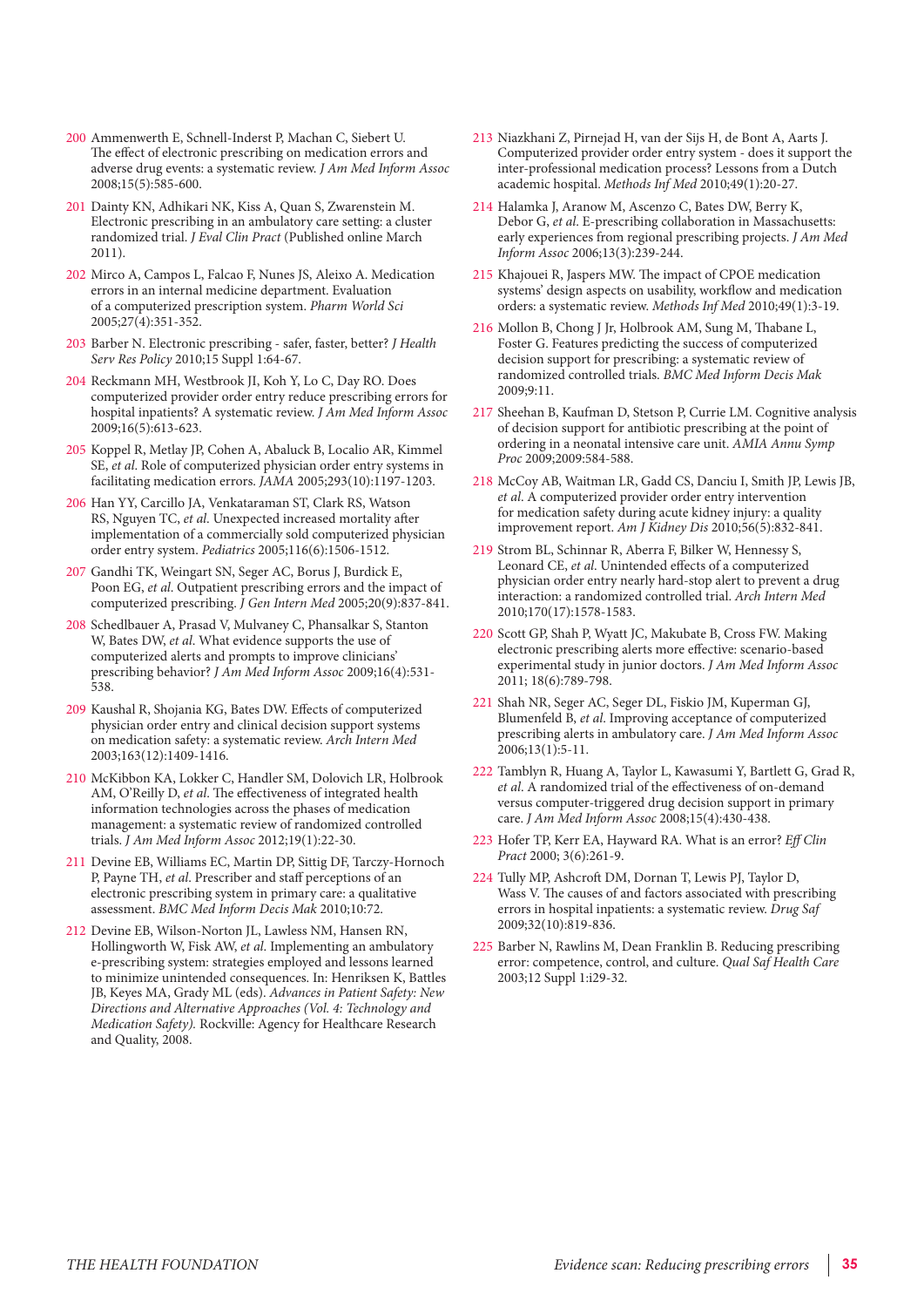200 Ammenwerth E, Schnell-Inderst P, Machan C, Siebert U. The effect of electronic prescribing on medication errors and adverse drug events: a systematic review. *J Am Med Inform Assoc* 2008;15(5):585-600.

201 Dainty KN, Adhikari NK, Kiss A, Quan S, Zwarenstein M. Electronic prescribing in an ambulatory care setting: a cluster randomized trial. *J Eval Clin Pract* (Published online March 2011).

202 Mirco A, Campos L, Falcao F, Nunes JS, Aleixo A. Medication errors in an internal medicine department. Evaluation of a computerized prescription system. *Pharm World Sci* 2005;27(4):351-352.

203 Barber N. Electronic prescribing - safer, faster, better? *J Health Serv Res Policy* 2010;15 Suppl 1:64-67.

204 Reckmann MH, Westbrook JI, Koh Y, Lo C, Day RO. Does computerized provider order entry reduce prescribing errors for hospital inpatients? A systematic review. *J Am Med Inform Assoc* 2009;16(5):613-623.

205 Koppel R, Metlay JP, Cohen A, Abaluck B, Localio AR, Kimmel SE, *et al.* Role of computerized physician order entry systems in facilitating medication errors. *JAMA* 2005;293(10):1197-1203.

206 Han YY, Carcillo JA, Venkataraman ST, Clark RS, Watson RS, Nguyen TC, *et al.* Unexpected increased mortality after implementation of a commercially sold computerized physician order entry system. *Pediatrics* 2005;116(6):1506-1512.

207 Gandhi TK, Weingart SN, Seger AC, Borus J, Burdick E, Poon EG, *et al.* Outpatient prescribing errors and the impact of computerized prescribing. *J Gen Intern Med* 2005;20(9):837-841.

208 Schedlbauer A, Prasad V, Mulvaney C, Phansalkar S, Stanton W, Bates DW, *et al.* What evidence supports the use of computerized alerts and prompts to improve clinicians' prescribing behavior? *J Am Med Inform Assoc* 2009;16(4):531-538.

209 Kaushal R, Shojania KG, Bates DW. Effects of computerized physician order entry and clinical decision support systems on medication safety: a systematic review. *Arch Intern Med* 2003;163(12):1409-1416.

210 McKibbon KA, Lokker C, Handler SM, Dolovich LR, Holbrook AM, O'Reilly D, *et al.* The effectiveness of integrated health information technologies across the phases of medication management: a systematic review of randomized controlled trials. *J Am Med Inform Assoc* 2012;19(1):22-30.

211 Devine EB, Williams EC, Martin DP, Sittig DF, Tarczy-Hornoch P, Payne TH, *et al.* Prescriber and staff perceptions of an electronic prescribing system in primary care: a qualitative assessment. *BMC Med Inform Decis Mak* 2010;10:72.

212 Devine EB, Wilson-Norton JL, Lawless NM, Hansen RN, Hollingworth W, Fisk AW, *et al.* Implementing an ambulatory e-prescribing system: strategies employed and lessons learned to minimize unintended consequences. In: Henriksen K, Battles JB, Keyes MA, Grady ML (eds). *Advances in Patient Safety: New Directions and Alternative Approaches (Vol. 4: Technology and Medication Safety).* Rockville: Agency for Healthcare Research and Quality, 2008.

213 Niazkhani Z, Pirnejad H, van der Sijs H, de Bont A, Aarts J. Computerized provider order entry system - does it support the inter-professional medication process? Lessons from a Dutch academic hospital. *Methods Inf Med* 2010;49(1):20-27.

214 Halamka J, Aranow M, Ascenzo C, Bates DW, Berry K, Debor G, *et al.* E-prescribing collaboration in Massachusetts: early experiences from regional prescribing projects. *J Am Med Inform Assoc* 2006;13(3):239-244.

215 Khajouei R, Jaspers MW. The impact of CPOE medication systems' design aspects on usability, workflow and medication orders: a systematic review. *Methods Inf Med* 2010;49(1):3-19.

216 Mollon B, Chong J Jr, Holbrook AM, Sung M, Thabane L, Foster G. Features predicting the success of computerized decision support for prescribing: a systematic review of randomized controlled trials. *BMC Med Inform Decis Mak* 2009;9:11.

217 Sheehan B, Kaufman D, Stetson P, Currie LM. Cognitive analysis of decision support for antibiotic prescribing at the point of ordering in a neonatal intensive care unit. *AMIA Annu Symp Proc* 2009;2009:584-588.

218 McCoy AB, Waitman LR, Gadd CS, Danciu I, Smith JP, Lewis JB, *et al.* A computerized provider order entry intervention for medication safety during acute kidney injury: a quality improvement report. *Am J Kidney Dis* 2010;56(5):832-841.

219 Strom BL, Schinnar R, Aberra F, Bilker W, Hennessy S, Leonard CE, *et al.* Unintended effects of a computerized physician order entry nearly hard-stop alert to prevent a drug interaction: a randomized controlled trial. *Arch Intern Med* 2010;170(17):1578-1583.

220 Scott GP, Shah P, Wyatt JC, Makubate B, Cross FW. Making electronic prescribing alerts more effective: scenario-based experimental study in junior doctors. *J Am Med Inform Assoc* 2011; 18(6):789-798.

221 Shah NR, Seger AC, Seger DL, Fiskio JM, Kuperman GJ, Blumenfeld B, *et al.* Improving acceptance of computerized prescribing alerts in ambulatory care. *J Am Med Inform Assoc* 2006;13(1):5-11.

222 Tamblyn R, Huang A, Taylor L, Kawasumi Y, Bartlett G, Grad R, *et al.* A randomized trial of the effectiveness of on-demand versus computer-triggered drug decision support in primary care. *J Am Med Inform Assoc* 2008;15(4):430-438.

223 Hofer TP, Kerr EA, Hayward RA. What is an error? *Eff Clin Pract* 2000; 3(6):261-9.

224 Tully MP, Ashcroft DM, Dornan T, Lewis PJ, Taylor D, Wass V. The causes of and factors associated with prescribing errors in hospital inpatients: a systematic review. *Drug Saf* 2009;32(10):819-836.

225 Barber N, Rawlins M, Dean Franklin B. Reducing prescribing error: competence, control, and culture. *Qual Saf Health Care* 2003;12 Suppl 1:i29-32.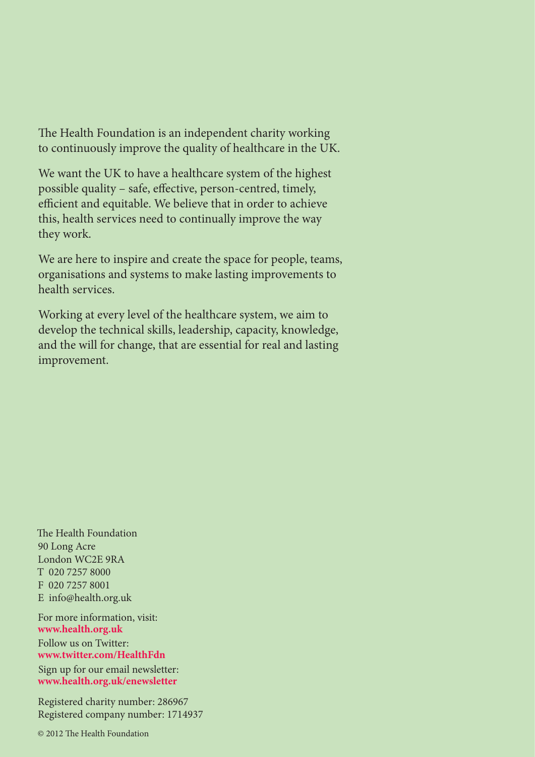The Health Foundation is an independent charity working to continuously improve the quality of healthcare in the UK.

We want the UK to have a healthcare system of the highest possible quality – safe, effective, person-centred, timely, efficient and equitable. We believe that in order to achieve this, health services need to continually improve the way they work.

We are here to inspire and create the space for people, teams, organisations and systems to make lasting improvements to health services.

Working at every level of the healthcare system, we aim to develop the technical skills, leadership, capacity, knowledge, and the will for change, that are essential for real and lasting improvement.

The Health Foundation
90 Long Acre
London WC2E 9RA
T 020 7257 8000
F 020 7257 8001
E info@health.org.uk

For more information, visit:
**www.health.org.uk**

Follow us on Twitter:
**www.twitter.com/HealthFdn**

Sign up for our email newsletter:
**www.health.org.uk/enewsletter**

Registered charity number: 286967
Registered company number: 1714937

© 2012 The Health Foundation